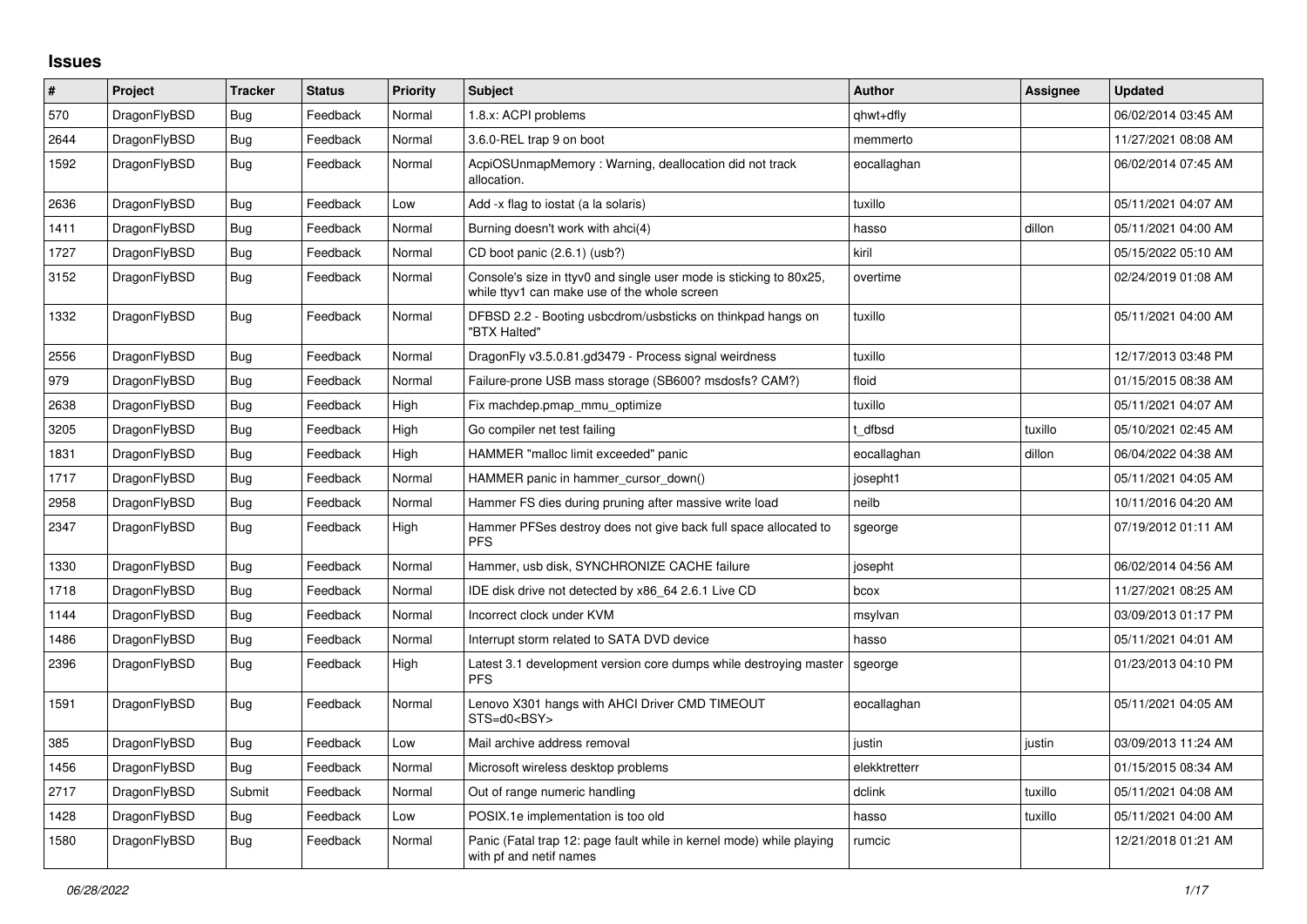## Issues

| # | Project | Tracker | Status | Priority | Subject | Author | Assignee | Updated |
|---|---|---|---|---|---|---|---|---|
| 570 | DragonFlyBSD | Bug | Feedback | Normal | 1.8.x: ACPI problems | qhwt+dfly | | 06/02/2014 03:45 AM |
| 2644 | DragonFlyBSD | Bug | Feedback | Normal | 3.6.0-REL trap 9 on boot | memmerto | | 11/27/2021 08:08 AM |
| 1592 | DragonFlyBSD | Bug | Feedback | Normal | AcpiOSUnmapMemory : Warning, deallocation did not track allocation. | eocallaghan | | 06/02/2014 07:45 AM |
| 2636 | DragonFlyBSD | Bug | Feedback | Low | Add -x flag to iostat (a la solaris) | tuxillo | | 05/11/2021 04:07 AM |
| 1411 | DragonFlyBSD | Bug | Feedback | Normal | Burning doesn't work with ahci(4) | hasso | dillon | 05/11/2021 04:00 AM |
| 1727 | DragonFlyBSD | Bug | Feedback | Normal | CD boot panic (2.6.1) (usb?) | kiril | | 05/15/2022 05:10 AM |
| 3152 | DragonFlyBSD | Bug | Feedback | Normal | Console's size in ttyv0 and single user mode is sticking to 80x25, while ttyv1 can make use of the whole screen | overtime | | 02/24/2019 01:08 AM |
| 1332 | DragonFlyBSD | Bug | Feedback | Normal | DFBSD 2.2 - Booting usbcdrom/usbsticks on thinkpad hangs on "BTX Halted" | tuxillo | | 05/11/2021 04:00 AM |
| 2556 | DragonFlyBSD | Bug | Feedback | Normal | DragonFly v3.5.0.81.gd3479 - Process signal weirdness | tuxillo | | 12/17/2013 03:48 PM |
| 979 | DragonFlyBSD | Bug | Feedback | Normal | Failure-prone USB mass storage (SB600? msdosfs? CAM?) | floid | | 01/15/2015 08:38 AM |
| 2638 | DragonFlyBSD | Bug | Feedback | High | Fix machdep.pmap_mmu_optimize | tuxillo | | 05/11/2021 04:07 AM |
| 3205 | DragonFlyBSD | Bug | Feedback | High | Go compiler net test failing | t_dfbsd | tuxillo | 05/10/2021 02:45 AM |
| 1831 | DragonFlyBSD | Bug | Feedback | High | HAMMER "malloc limit exceeded" panic | eocallaghan | dillon | 06/04/2022 04:38 AM |
| 1717 | DragonFlyBSD | Bug | Feedback | Normal | HAMMER panic in hammer_cursor_down() | josepht1 | | 05/11/2021 04:05 AM |
| 2958 | DragonFlyBSD | Bug | Feedback | Normal | Hammer FS dies during pruning after massive write load | neilb | | 10/11/2016 04:20 AM |
| 2347 | DragonFlyBSD | Bug | Feedback | High | Hammer PFSes destroy does not give back full space allocated to PFS | sgeorge | | 07/19/2012 01:11 AM |
| 1330 | DragonFlyBSD | Bug | Feedback | Normal | Hammer, usb disk, SYNCHRONIZE CACHE failure | josepht | | 06/02/2014 04:56 AM |
| 1718 | DragonFlyBSD | Bug | Feedback | Normal | IDE disk drive not detected by x86_64 2.6.1 Live CD | bcox | | 11/27/2021 08:25 AM |
| 1144 | DragonFlyBSD | Bug | Feedback | Normal | Incorrect clock under KVM | msylvan | | 03/09/2013 01:17 PM |
| 1486 | DragonFlyBSD | Bug | Feedback | Normal | Interrupt storm related to SATA DVD device | hasso | | 05/11/2021 04:01 AM |
| 2396 | DragonFlyBSD | Bug | Feedback | High | Latest 3.1 development version core dumps while destroying master PFS | sgeorge | | 01/23/2013 04:10 PM |
| 1591 | DragonFlyBSD | Bug | Feedback | Normal | Lenovo X301 hangs with AHCI Driver CMD TIMEOUT STS=d0<BSY> | eocallaghan | | 05/11/2021 04:05 AM |
| 385 | DragonFlyBSD | Bug | Feedback | Low | Mail archive address removal | justin | justin | 03/09/2013 11:24 AM |
| 1456 | DragonFlyBSD | Bug | Feedback | Normal | Microsoft wireless desktop problems | elekktretterr | | 01/15/2015 08:34 AM |
| 2717 | DragonFlyBSD | Submit | Feedback | Normal | Out of range numeric handling | dclink | tuxillo | 05/11/2021 04:08 AM |
| 1428 | DragonFlyBSD | Bug | Feedback | Low | POSIX.1e implementation is too old | hasso | tuxillo | 05/11/2021 04:00 AM |
| 1580 | DragonFlyBSD | Bug | Feedback | Normal | Panic (Fatal trap 12: page fault while in kernel mode) while playing with pf and netif names | rumcic | | 12/21/2018 01:21 AM |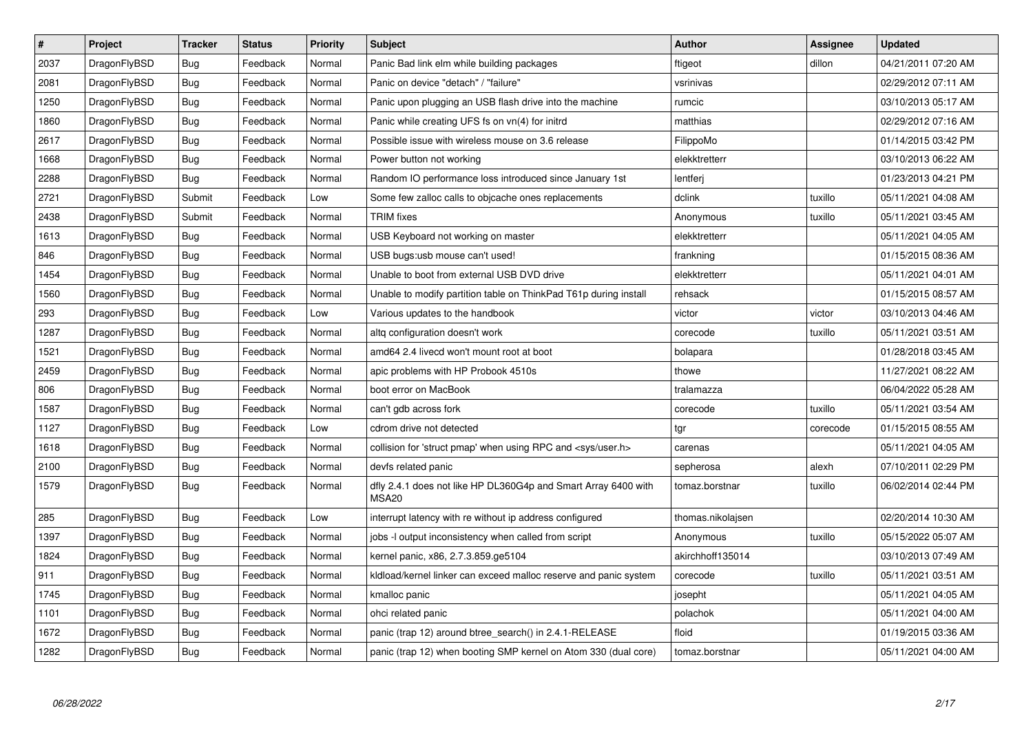| # | Project | Tracker | Status | Priority | Subject | Author | Assignee | Updated |
|---|---|---|---|---|---|---|---|---|
| 2037 | DragonFlyBSD | Bug | Feedback | Normal | Panic Bad link elm while building packages | ftigeot | dillon | 04/21/2011 07:20 AM |
| 2081 | DragonFlyBSD | Bug | Feedback | Normal | Panic on device "detach" / "failure" | vsrinivas | | 02/29/2012 07:11 AM |
| 1250 | DragonFlyBSD | Bug | Feedback | Normal | Panic upon plugging an USB flash drive into the machine | rumcic | | 03/10/2013 05:17 AM |
| 1860 | DragonFlyBSD | Bug | Feedback | Normal | Panic while creating UFS fs on vn(4) for initrd | matthias | | 02/29/2012 07:16 AM |
| 2617 | DragonFlyBSD | Bug | Feedback | Normal | Possible issue with wireless mouse on 3.6 release | FilippoMo | | 01/14/2015 03:42 PM |
| 1668 | DragonFlyBSD | Bug | Feedback | Normal | Power button not working | elekktretterr | | 03/10/2013 06:22 AM |
| 2288 | DragonFlyBSD | Bug | Feedback | Normal | Random IO performance loss introduced since January 1st | lentferj | | 01/23/2013 04:21 PM |
| 2721 | DragonFlyBSD | Submit | Feedback | Low | Some few zalloc calls to objcache ones replacements | dclink | tuxillo | 05/11/2021 04:08 AM |
| 2438 | DragonFlyBSD | Submit | Feedback | Normal | TRIM fixes | Anonymous | tuxillo | 05/11/2021 03:45 AM |
| 1613 | DragonFlyBSD | Bug | Feedback | Normal | USB Keyboard not working on master | elekktretterr | | 05/11/2021 04:05 AM |
| 846 | DragonFlyBSD | Bug | Feedback | Normal | USB bugs:usb mouse can't used! | frankning | | 01/15/2015 08:36 AM |
| 1454 | DragonFlyBSD | Bug | Feedback | Normal | Unable to boot from external USB DVD drive | elekktretterr | | 05/11/2021 04:01 AM |
| 1560 | DragonFlyBSD | Bug | Feedback | Normal | Unable to modify partition table on ThinkPad T61p during install | rehsack | | 01/15/2015 08:57 AM |
| 293 | DragonFlyBSD | Bug | Feedback | Low | Various updates to the handbook | victor | victor | 03/10/2013 04:46 AM |
| 1287 | DragonFlyBSD | Bug | Feedback | Normal | altq configuration doesn't work | corecode | tuxillo | 05/11/2021 03:51 AM |
| 1521 | DragonFlyBSD | Bug | Feedback | Normal | amd64 2.4 livecd won't mount root at boot | bolapara | | 01/28/2018 03:45 AM |
| 2459 | DragonFlyBSD | Bug | Feedback | Normal | apic problems with HP Probook 4510s | thowe | | 11/27/2021 08:22 AM |
| 806 | DragonFlyBSD | Bug | Feedback | Normal | boot error on MacBook | tralamazza | | 06/04/2022 05:28 AM |
| 1587 | DragonFlyBSD | Bug | Feedback | Normal | can't gdb across fork | corecode | tuxillo | 05/11/2021 03:54 AM |
| 1127 | DragonFlyBSD | Bug | Feedback | Low | cdrom drive not detected | tgr | corecode | 01/15/2015 08:55 AM |
| 1618 | DragonFlyBSD | Bug | Feedback | Normal | collision for 'struct pmap' when using RPC and <sys/user.h> | carenas | | 05/11/2021 04:05 AM |
| 2100 | DragonFlyBSD | Bug | Feedback | Normal | devfs related panic | sepherosa | alexh | 07/10/2011 02:29 PM |
| 1579 | DragonFlyBSD | Bug | Feedback | Normal | dfly 2.4.1 does not like HP DL360G4p and Smart Array 6400 with MSA20 | tomaz.borstnar | tuxillo | 06/02/2014 02:44 PM |
| 285 | DragonFlyBSD | Bug | Feedback | Low | interrupt latency with re without ip address configured | thomas.nikolajsen | | 02/20/2014 10:30 AM |
| 1397 | DragonFlyBSD | Bug | Feedback | Normal | jobs -l output inconsistency when called from script | Anonymous | tuxillo | 05/15/2022 05:07 AM |
| 1824 | DragonFlyBSD | Bug | Feedback | Normal | kernel panic, x86, 2.7.3.859.ge5104 | akirchhoff135014 | | 03/10/2013 07:49 AM |
| 911 | DragonFlyBSD | Bug | Feedback | Normal | kldload/kernel linker can exceed malloc reserve and panic system | corecode | tuxillo | 05/11/2021 03:51 AM |
| 1745 | DragonFlyBSD | Bug | Feedback | Normal | kmalloc panic | josepht | | 05/11/2021 04:05 AM |
| 1101 | DragonFlyBSD | Bug | Feedback | Normal | ohci related panic | polachok | | 05/11/2021 04:00 AM |
| 1672 | DragonFlyBSD | Bug | Feedback | Normal | panic (trap 12) around btree_search() in 2.4.1-RELEASE | floid | | 01/19/2015 03:36 AM |
| 1282 | DragonFlyBSD | Bug | Feedback | Normal | panic (trap 12) when booting SMP kernel on Atom 330 (dual core) | tomaz.borstnar | | 05/11/2021 04:00 AM |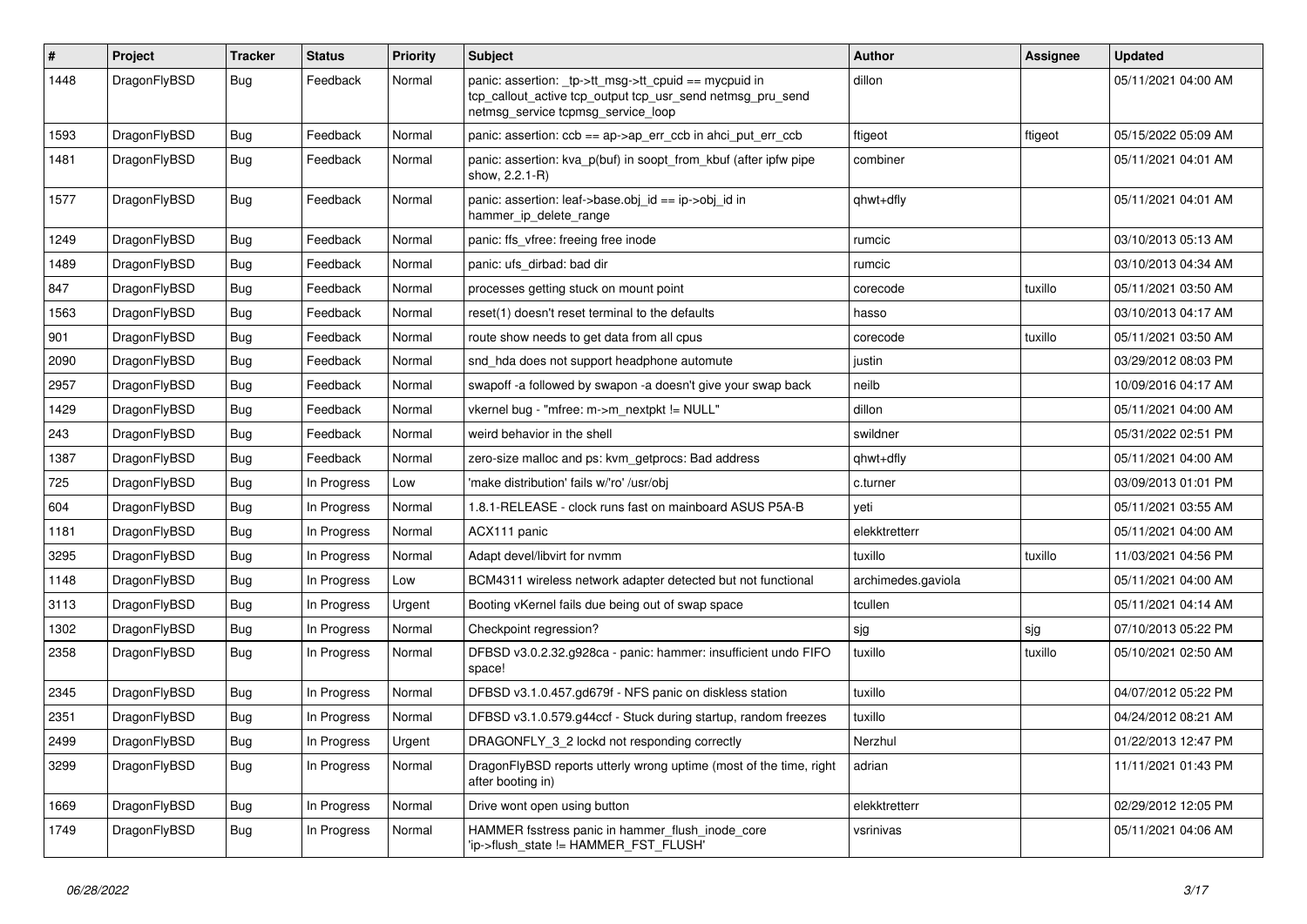| # | Project | Tracker | Status | Priority | Subject | Author | Assignee | Updated |
|---|---|---|---|---|---|---|---|---|
| 1448 | DragonFlyBSD | Bug | Feedback | Normal | panic: assertion: _tp->tt_msg->tt_cpuid == mycpuid in tcp_callout_active tcp_output tcp_usr_send netmsg_pru_send netmsg_service tcpmsg_service_loop | dillon | | 05/11/2021 04:00 AM |
| 1593 | DragonFlyBSD | Bug | Feedback | Normal | panic: assertion: ccb == ap->ap_err_ccb in ahci_put_err_ccb | ftigeot | ftigeot | 05/15/2022 05:09 AM |
| 1481 | DragonFlyBSD | Bug | Feedback | Normal | panic: assertion: kva_p(buf) in soopt_from_kbuf (after ipfw pipe show, 2.2.1-R) | combiner | | 05/11/2021 04:01 AM |
| 1577 | DragonFlyBSD | Bug | Feedback | Normal | panic: assertion: leaf->base.obj_id == ip->obj_id in hammer_ip_delete_range | qhwt+dfly | | 05/11/2021 04:01 AM |
| 1249 | DragonFlyBSD | Bug | Feedback | Normal | panic: ffs_vfree: freeing free inode | rumcic | | 03/10/2013 05:13 AM |
| 1489 | DragonFlyBSD | Bug | Feedback | Normal | panic: ufs_dirbad: bad dir | rumcic | | 03/10/2013 04:34 AM |
| 847 | DragonFlyBSD | Bug | Feedback | Normal | processes getting stuck on mount point | corecode | tuxillo | 05/11/2021 03:50 AM |
| 1563 | DragonFlyBSD | Bug | Feedback | Normal | reset(1) doesn't reset terminal to the defaults | hasso | | 03/10/2013 04:17 AM |
| 901 | DragonFlyBSD | Bug | Feedback | Normal | route show needs to get data from all cpus | corecode | tuxillo | 05/11/2021 03:50 AM |
| 2090 | DragonFlyBSD | Bug | Feedback | Normal | snd_hda does not support headphone automute | justin | | 03/29/2012 08:03 PM |
| 2957 | DragonFlyBSD | Bug | Feedback | Normal | swapoff -a followed by swapon -a doesn't give your swap back | neilb | | 10/09/2016 04:17 AM |
| 1429 | DragonFlyBSD | Bug | Feedback | Normal | vkernel bug - "mfree: m->m_nextpkt != NULL" | dillon | | 05/11/2021 04:00 AM |
| 243 | DragonFlyBSD | Bug | Feedback | Normal | weird behavior in the shell | swildner | | 05/31/2022 02:51 PM |
| 1387 | DragonFlyBSD | Bug | Feedback | Normal | zero-size malloc and ps: kvm_getprocs: Bad address | qhwt+dfly | | 05/11/2021 04:00 AM |
| 725 | DragonFlyBSD | Bug | In Progress | Low | 'make distribution' fails w/'ro' /usr/obj | c.turner | | 03/09/2013 01:01 PM |
| 604 | DragonFlyBSD | Bug | In Progress | Normal | 1.8.1-RELEASE - clock runs fast on mainboard ASUS P5A-B | yeti | | 05/11/2021 03:55 AM |
| 1181 | DragonFlyBSD | Bug | In Progress | Normal | ACX111 panic | elekktretterr | | 05/11/2021 04:00 AM |
| 3295 | DragonFlyBSD | Bug | In Progress | Normal | Adapt devel/libvirt for nvmm | tuxillo | tuxillo | 11/03/2021 04:56 PM |
| 1148 | DragonFlyBSD | Bug | In Progress | Low | BCM4311 wireless network adapter detected but not functional | archimedes.gaviola | | 05/11/2021 04:00 AM |
| 3113 | DragonFlyBSD | Bug | In Progress | Urgent | Booting vKernel fails due being out of swap space | tcullen | | 05/11/2021 04:14 AM |
| 1302 | DragonFlyBSD | Bug | In Progress | Normal | Checkpoint regression? | sjg | sjg | 07/10/2013 05:22 PM |
| 2358 | DragonFlyBSD | Bug | In Progress | Normal | DFBSD v3.0.2.32.g928ca - panic: hammer: insufficient undo FIFO space! | tuxillo | tuxillo | 05/10/2021 02:50 AM |
| 2345 | DragonFlyBSD | Bug | In Progress | Normal | DFBSD v3.1.0.457.gd679f - NFS panic on diskless station | tuxillo | | 04/07/2012 05:22 PM |
| 2351 | DragonFlyBSD | Bug | In Progress | Normal | DFBSD v3.1.0.579.g44ccf - Stuck during startup, random freezes | tuxillo | | 04/24/2012 08:21 AM |
| 2499 | DragonFlyBSD | Bug | In Progress | Urgent | DRAGONFLY_3_2 lockd not responding correctly | Nerzhul | | 01/22/2013 12:47 PM |
| 3299 | DragonFlyBSD | Bug | In Progress | Normal | DragonFlyBSD reports utterly wrong uptime (most of the time, right after booting in) | adrian | | 11/11/2021 01:43 PM |
| 1669 | DragonFlyBSD | Bug | In Progress | Normal | Drive wont open using button | elekktretterr | | 02/29/2012 12:05 PM |
| 1749 | DragonFlyBSD | Bug | In Progress | Normal | HAMMER fsstress panic in hammer_flush_inode_core 'ip->flush_state != HAMMER_FST_FLUSH' | vsrinivas | | 05/11/2021 04:06 AM |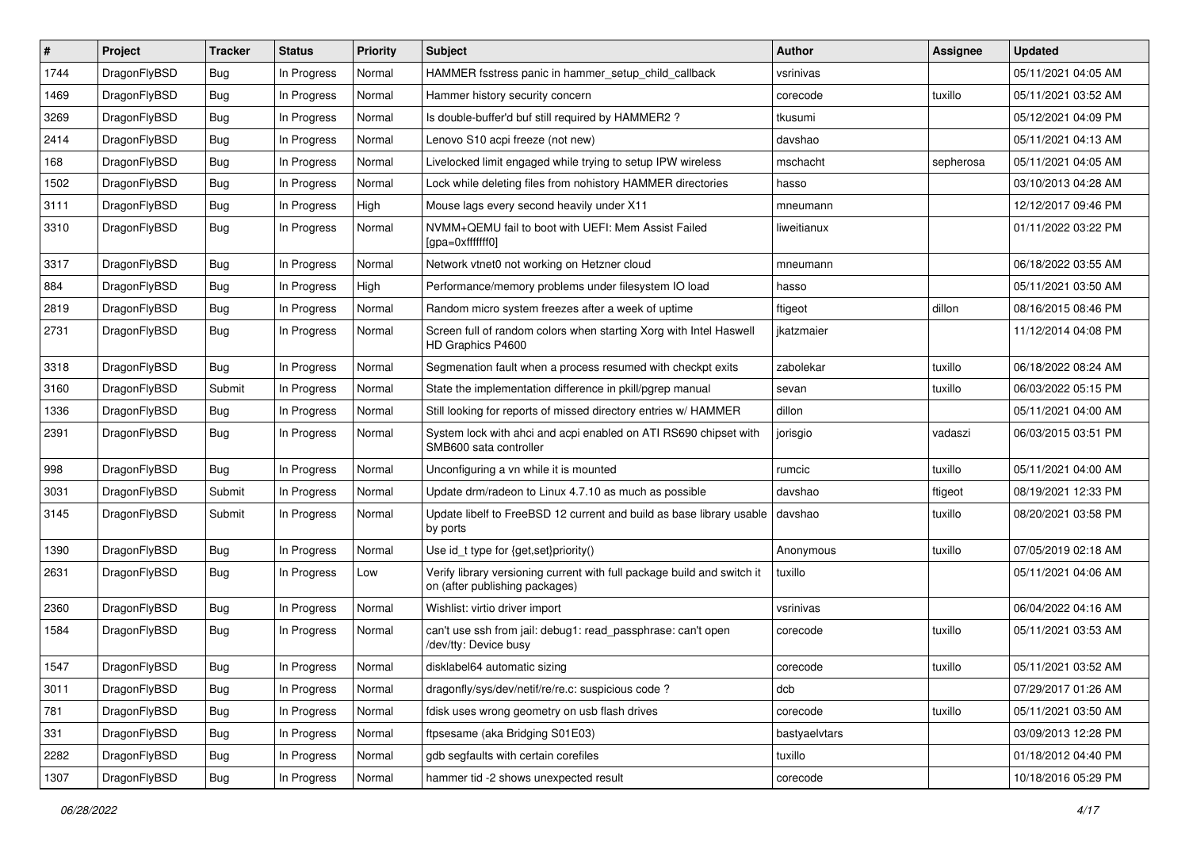| # | Project | Tracker | Status | Priority | Subject | Author | Assignee | Updated |
|---|---|---|---|---|---|---|---|---|
| 1744 | DragonFlyBSD | Bug | In Progress | Normal | HAMMER fsstress panic in hammer_setup_child_callback | vsrinivas | | 05/11/2021 04:05 AM |
| 1469 | DragonFlyBSD | Bug | In Progress | Normal | Hammer history security concern | corecode | tuxillo | 05/11/2021 03:52 AM |
| 3269 | DragonFlyBSD | Bug | In Progress | Normal | Is double-buffer'd buf still required by HAMMER2 ? | tkusumi | | 05/12/2021 04:09 PM |
| 2414 | DragonFlyBSD | Bug | In Progress | Normal | Lenovo S10 acpi freeze (not new) | davshao | | 05/11/2021 04:13 AM |
| 168 | DragonFlyBSD | Bug | In Progress | Normal | Livelocked limit engaged while trying to setup IPW wireless | mschacht | sepherosa | 05/11/2021 04:05 AM |
| 1502 | DragonFlyBSD | Bug | In Progress | Normal | Lock while deleting files from nohistory HAMMER directories | hasso | | 03/10/2013 04:28 AM |
| 3111 | DragonFlyBSD | Bug | In Progress | High | Mouse lags every second heavily under X11 | mneumann | | 12/12/2017 09:46 PM |
| 3310 | DragonFlyBSD | Bug | In Progress | Normal | NVMM+QEMU fail to boot with UEFI: Mem Assist Failed [gpa=0xfffffff0] | liweitianux | | 01/11/2022 03:22 PM |
| 3317 | DragonFlyBSD | Bug | In Progress | Normal | Network vtnet0 not working on Hetzner cloud | mneumann | | 06/18/2022 03:55 AM |
| 884 | DragonFlyBSD | Bug | In Progress | High | Performance/memory problems under filesystem IO load | hasso | | 05/11/2021 03:50 AM |
| 2819 | DragonFlyBSD | Bug | In Progress | Normal | Random micro system freezes after a week of uptime | ftigeot | dillon | 08/16/2015 08:46 PM |
| 2731 | DragonFlyBSD | Bug | In Progress | Normal | Screen full of random colors when starting Xorg with Intel Haswell HD Graphics P4600 | jkatzmaier | | 11/12/2014 04:08 PM |
| 3318 | DragonFlyBSD | Bug | In Progress | Normal | Segmenation fault when a process resumed with checkpt exits | zabolekar | tuxillo | 06/18/2022 08:24 AM |
| 3160 | DragonFlyBSD | Submit | In Progress | Normal | State the implementation difference in pkill/pgrep manual | sevan | tuxillo | 06/03/2022 05:15 PM |
| 1336 | DragonFlyBSD | Bug | In Progress | Normal | Still looking for reports of missed directory entries w/ HAMMER | dillon | | 05/11/2021 04:00 AM |
| 2391 | DragonFlyBSD | Bug | In Progress | Normal | System lock with ahci and acpi enabled on ATI RS690 chipset with SMB600 sata controller | jorisgio | vadaszi | 06/03/2015 03:51 PM |
| 998 | DragonFlyBSD | Bug | In Progress | Normal | Unconfiguring a vn while it is mounted | rumcic | tuxillo | 05/11/2021 04:00 AM |
| 3031 | DragonFlyBSD | Submit | In Progress | Normal | Update drm/radeon to Linux 4.7.10 as much as possible | davshao | ftigeot | 08/19/2021 12:33 PM |
| 3145 | DragonFlyBSD | Submit | In Progress | Normal | Update libelf to FreeBSD 12 current and build as base library usable by ports | davshao | tuxillo | 08/20/2021 03:58 PM |
| 1390 | DragonFlyBSD | Bug | In Progress | Normal | Use id_t type for {get,set}priority() | Anonymous | tuxillo | 07/05/2019 02:18 AM |
| 2631 | DragonFlyBSD | Bug | In Progress | Low | Verify library versioning current with full package build and switch it on (after publishing packages) | tuxillo | | 05/11/2021 04:06 AM |
| 2360 | DragonFlyBSD | Bug | In Progress | Normal | Wishlist: virtio driver import | vsrinivas | | 06/04/2022 04:16 AM |
| 1584 | DragonFlyBSD | Bug | In Progress | Normal | can't use ssh from jail: debug1: read_passphrase: can't open /dev/tty: Device busy | corecode | tuxillo | 05/11/2021 03:53 AM |
| 1547 | DragonFlyBSD | Bug | In Progress | Normal | disklabel64 automatic sizing | corecode | tuxillo | 05/11/2021 03:52 AM |
| 3011 | DragonFlyBSD | Bug | In Progress | Normal | dragonfly/sys/dev/netif/re/re.c: suspicious code ? | dcb | | 07/29/2017 01:26 AM |
| 781 | DragonFlyBSD | Bug | In Progress | Normal | fdisk uses wrong geometry on usb flash drives | corecode | tuxillo | 05/11/2021 03:50 AM |
| 331 | DragonFlyBSD | Bug | In Progress | Normal | ftpsesame (aka Bridging S01E03) | bastyaelvtars | | 03/09/2013 12:28 PM |
| 2282 | DragonFlyBSD | Bug | In Progress | Normal | gdb segfaults with certain corefiles | tuxillo | | 01/18/2012 04:40 PM |
| 1307 | DragonFlyBSD | Bug | In Progress | Normal | hammer tid -2 shows unexpected result | corecode | | 10/18/2016 05:29 PM |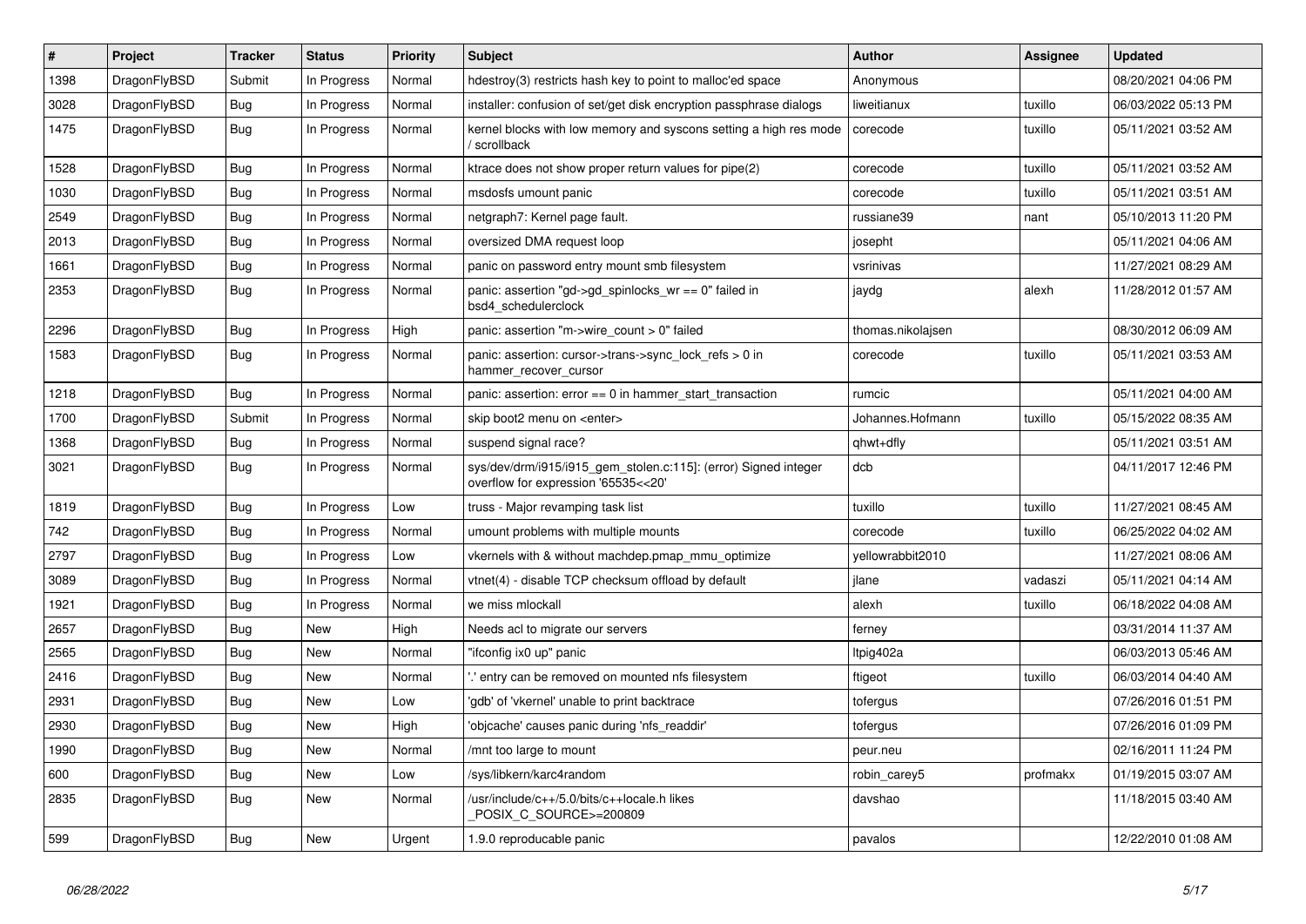| # | Project | Tracker | Status | Priority | Subject | Author | Assignee | Updated |
|---|---|---|---|---|---|---|---|---|
| 1398 | DragonFlyBSD | Submit | In Progress | Normal | hdestroy(3) restricts hash key to point to malloc'ed space | Anonymous | | 08/20/2021 04:06 PM |
| 3028 | DragonFlyBSD | Bug | In Progress | Normal | installer: confusion of set/get disk encryption passphrase dialogs | liweitianux | tuxillo | 06/03/2022 05:13 PM |
| 1475 | DragonFlyBSD | Bug | In Progress | Normal | kernel blocks with low memory and syscons setting a high res mode / scrollback | corecode | tuxillo | 05/11/2021 03:52 AM |
| 1528 | DragonFlyBSD | Bug | In Progress | Normal | ktrace does not show proper return values for pipe(2) | corecode | tuxillo | 05/11/2021 03:52 AM |
| 1030 | DragonFlyBSD | Bug | In Progress | Normal | msdosfs umount panic | corecode | tuxillo | 05/11/2021 03:51 AM |
| 2549 | DragonFlyBSD | Bug | In Progress | Normal | netgraph7: Kernel page fault. | russiane39 | nant | 05/10/2013 11:20 PM |
| 2013 | DragonFlyBSD | Bug | In Progress | Normal | oversized DMA request loop | josepht | | 05/11/2021 04:06 AM |
| 1661 | DragonFlyBSD | Bug | In Progress | Normal | panic on password entry mount smb filesystem | vsrinivas | | 11/27/2021 08:29 AM |
| 2353 | DragonFlyBSD | Bug | In Progress | Normal | panic: assertion "gd->gd_spinlocks_wr == 0" failed in bsd4_schedulerclock | jaydg | alexh | 11/28/2012 01:57 AM |
| 2296 | DragonFlyBSD | Bug | In Progress | High | panic: assertion "m->wire_count > 0" failed | thomas.nikolajsen | | 08/30/2012 06:09 AM |
| 1583 | DragonFlyBSD | Bug | In Progress | Normal | panic: assertion: cursor->trans->sync_lock_refs > 0 in hammer_recover_cursor | corecode | tuxillo | 05/11/2021 03:53 AM |
| 1218 | DragonFlyBSD | Bug | In Progress | Normal | panic: assertion: error == 0 in hammer_start_transaction | rumcic | | 05/11/2021 04:00 AM |
| 1700 | DragonFlyBSD | Submit | In Progress | Normal | skip boot2 menu on <enter> | Johannes.Hofmann | tuxillo | 05/15/2022 08:35 AM |
| 1368 | DragonFlyBSD | Bug | In Progress | Normal | suspend signal race? | qhwt+dfly | | 05/11/2021 03:51 AM |
| 3021 | DragonFlyBSD | Bug | In Progress | Normal | sys/dev/drm/i915/i915_gem_stolen.c:115]: (error) Signed integer overflow for expression '65535<<20' | dcb | | 04/11/2017 12:46 PM |
| 1819 | DragonFlyBSD | Bug | In Progress | Low | truss - Major revamping task list | tuxillo | tuxillo | 11/27/2021 08:45 AM |
| 742 | DragonFlyBSD | Bug | In Progress | Normal | umount problems with multiple mounts | corecode | tuxillo | 06/25/2022 04:02 AM |
| 2797 | DragonFlyBSD | Bug | In Progress | Low | vkernels with & without machdep.pmap_mmu_optimize | yellowrabbit2010 | | 11/27/2021 08:06 AM |
| 3089 | DragonFlyBSD | Bug | In Progress | Normal | vtnet(4) - disable TCP checksum offload by default | jlane | vadaszi | 05/11/2021 04:14 AM |
| 1921 | DragonFlyBSD | Bug | In Progress | Normal | we miss mlockall | alexh | tuxillo | 06/18/2022 04:08 AM |
| 2657 | DragonFlyBSD | Bug | New | High | Needs acl to migrate our servers | ferney | | 03/31/2014 11:37 AM |
| 2565 | DragonFlyBSD | Bug | New | Normal | "ifconfig ix0 up" panic | ltpig402a | | 06/03/2013 05:46 AM |
| 2416 | DragonFlyBSD | Bug | New | Normal | '.' entry can be removed on mounted nfs filesystem | ftigeot | tuxillo | 06/03/2014 04:40 AM |
| 2931 | DragonFlyBSD | Bug | New | Low | 'gdb' of 'vkernel' unable to print backtrace | tofergus | | 07/26/2016 01:51 PM |
| 2930 | DragonFlyBSD | Bug | New | High | 'objcache' causes panic during 'nfs_readdir' | tofergus | | 07/26/2016 01:09 PM |
| 1990 | DragonFlyBSD | Bug | New | Normal | /mnt too large to mount | peur.neu | | 02/16/2011 11:24 PM |
| 600 | DragonFlyBSD | Bug | New | Low | /sys/libkern/karc4random | robin_carey5 | profmakx | 01/19/2015 03:07 AM |
| 2835 | DragonFlyBSD | Bug | New | Normal | /usr/include/c++/5.0/bits/c++locale.h likes _POSIX_C_SOURCE>=200809 | davshao | | 11/18/2015 03:40 AM |
| 599 | DragonFlyBSD | Bug | New | Urgent | 1.9.0 reproducable panic | pavalos | | 12/22/2010 01:08 AM |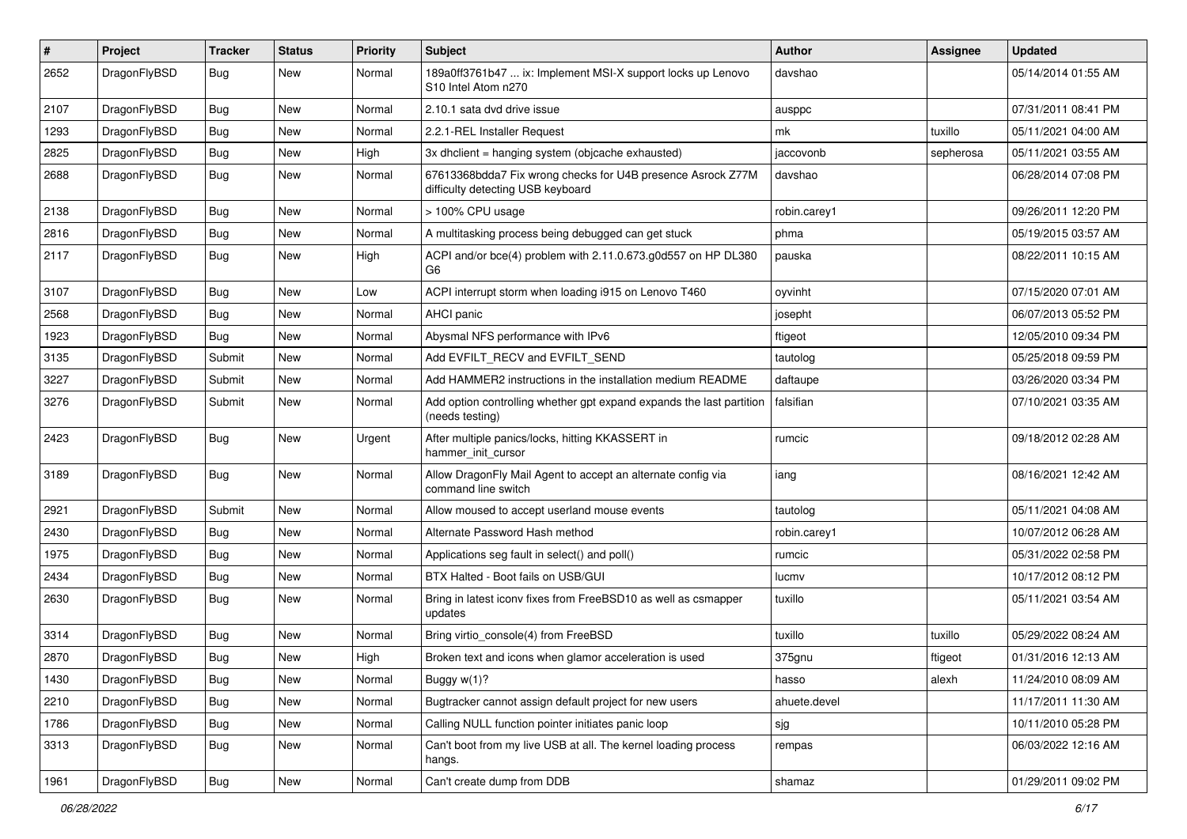| # | Project | Tracker | Status | Priority | Subject | Author | Assignee | Updated |
|---|---|---|---|---|---|---|---|---|
| 2652 | DragonFlyBSD | Bug | New | Normal | 189a0ff3761b47 ... ix: Implement MSI-X support locks up Lenovo S10 Intel Atom n270 | davshao | | 05/14/2014 01:55 AM |
| 2107 | DragonFlyBSD | Bug | New | Normal | 2.10.1 sata dvd drive issue | ausppc | | 07/31/2011 08:41 PM |
| 1293 | DragonFlyBSD | Bug | New | Normal | 2.2.1-REL Installer Request | mk | tuxillo | 05/11/2021 04:00 AM |
| 2825 | DragonFlyBSD | Bug | New | High | 3x dhclient = hanging system (objcache exhausted) | jaccovonb | sepherosa | 05/11/2021 03:55 AM |
| 2688 | DragonFlyBSD | Bug | New | Normal | 67613368bdda7 Fix wrong checks for U4B presence Asrock Z77M difficulty detecting USB keyboard | davshao | | 06/28/2014 07:08 PM |
| 2138 | DragonFlyBSD | Bug | New | Normal | > 100% CPU usage | robin.carey1 | | 09/26/2011 12:20 PM |
| 2816 | DragonFlyBSD | Bug | New | Normal | A multitasking process being debugged can get stuck | phma | | 05/19/2015 03:57 AM |
| 2117 | DragonFlyBSD | Bug | New | High | ACPI and/or bce(4) problem with 2.11.0.673.g0d557 on HP DL380 G6 | pauska | | 08/22/2011 10:15 AM |
| 3107 | DragonFlyBSD | Bug | New | Low | ACPI interrupt storm when loading i915 on Lenovo T460 | oyvinht | | 07/15/2020 07:01 AM |
| 2568 | DragonFlyBSD | Bug | New | Normal | AHCI panic | josepht | | 06/07/2013 05:52 PM |
| 1923 | DragonFlyBSD | Bug | New | Normal | Abysmal NFS performance with IPv6 | ftigeot | | 12/05/2010 09:34 PM |
| 3135 | DragonFlyBSD | Submit | New | Normal | Add EVFILT_RECV and EVFILT_SEND | tautolog | | 05/25/2018 09:59 PM |
| 3227 | DragonFlyBSD | Submit | New | Normal | Add HAMMER2 instructions in the installation medium README | daftaupe | | 03/26/2020 03:34 PM |
| 3276 | DragonFlyBSD | Submit | New | Normal | Add option controlling whether gpt expand expands the last partition (needs testing) | falsifian | | 07/10/2021 03:35 AM |
| 2423 | DragonFlyBSD | Bug | New | Urgent | After multiple panics/locks, hitting KKASSERT in hammer_init_cursor | rumcic | | 09/18/2012 02:28 AM |
| 3189 | DragonFlyBSD | Bug | New | Normal | Allow DragonFly Mail Agent to accept an alternate config via command line switch | iang | | 08/16/2021 12:42 AM |
| 2921 | DragonFlyBSD | Submit | New | Normal | Allow moused to accept userland mouse events | tautolog | | 05/11/2021 04:08 AM |
| 2430 | DragonFlyBSD | Bug | New | Normal | Alternate Password Hash method | robin.carey1 | | 10/07/2012 06:28 AM |
| 1975 | DragonFlyBSD | Bug | New | Normal | Applications seg fault in select() and poll() | rumcic | | 05/31/2022 02:58 PM |
| 2434 | DragonFlyBSD | Bug | New | Normal | BTX Halted - Boot fails on USB/GUI | lucmv | | 10/17/2012 08:12 PM |
| 2630 | DragonFlyBSD | Bug | New | Normal | Bring in latest iconv fixes from FreeBSD10 as well as csmapper updates | tuxillo | | 05/11/2021 03:54 AM |
| 3314 | DragonFlyBSD | Bug | New | Normal | Bring virtio_console(4) from FreeBSD | tuxillo | tuxillo | 05/29/2022 08:24 AM |
| 2870 | DragonFlyBSD | Bug | New | High | Broken text and icons when glamor acceleration is used | 375gnu | ftigeot | 01/31/2016 12:13 AM |
| 1430 | DragonFlyBSD | Bug | New | Normal | Buggy w(1)? | hasso | alexh | 11/24/2010 08:09 AM |
| 2210 | DragonFlyBSD | Bug | New | Normal | Bugtracker cannot assign default project for new users | ahuete.devel | | 11/17/2011 11:30 AM |
| 1786 | DragonFlyBSD | Bug | New | Normal | Calling NULL function pointer initiates panic loop | sjg | | 10/11/2010 05:28 PM |
| 3313 | DragonFlyBSD | Bug | New | Normal | Can't boot from my live USB at all. The kernel loading process hangs. | rempas | | 06/03/2022 12:16 AM |
| 1961 | DragonFlyBSD | Bug | New | Normal | Can't create dump from DDB | shamaz | | 01/29/2011 09:02 PM |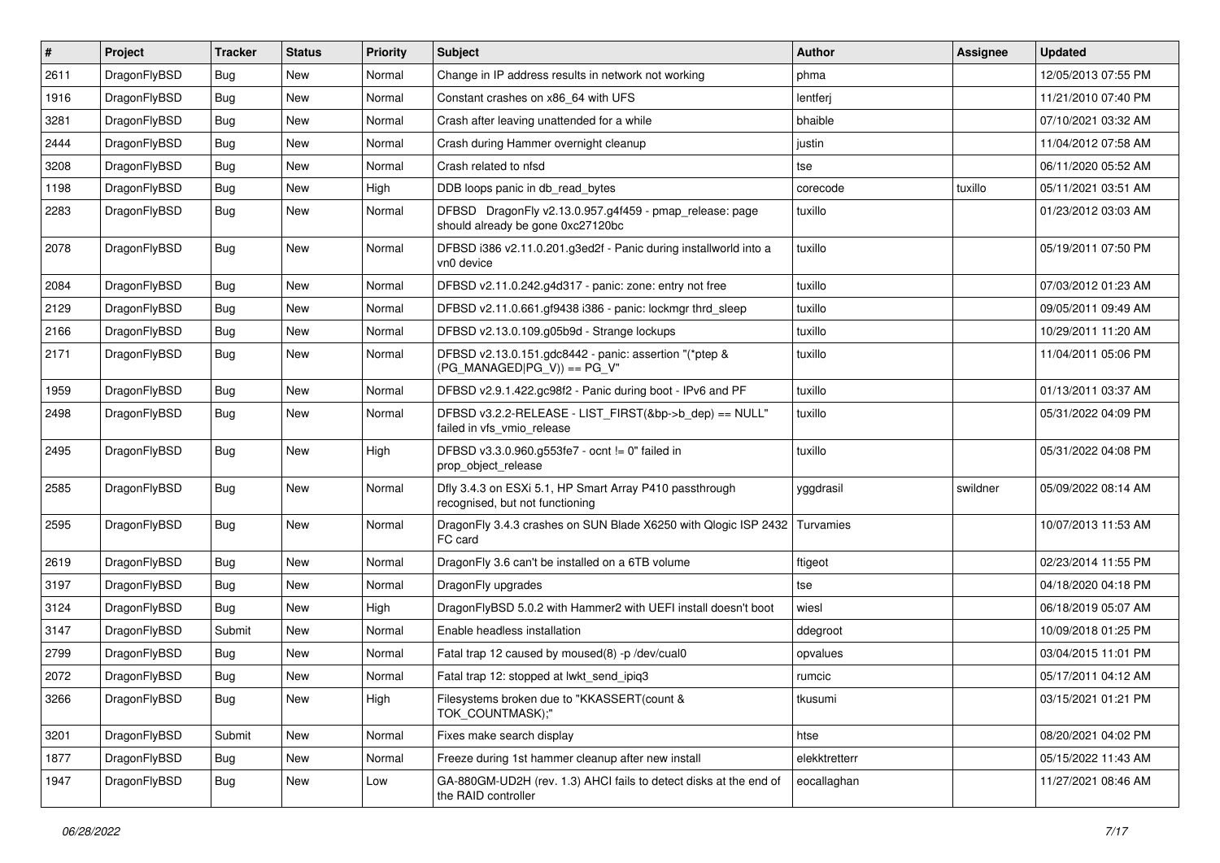| # | Project | Tracker | Status | Priority | Subject | Author | Assignee | Updated |
|---|---|---|---|---|---|---|---|---|
| 2611 | DragonFlyBSD | Bug | New | Normal | Change in IP address results in network not working | phma | | 12/05/2013 07:55 PM |
| 1916 | DragonFlyBSD | Bug | New | Normal | Constant crashes on x86_64 with UFS | lentferj | | 11/21/2010 07:40 PM |
| 3281 | DragonFlyBSD | Bug | New | Normal | Crash after leaving unattended for a while | bhaible | | 07/10/2021 03:32 AM |
| 2444 | DragonFlyBSD | Bug | New | Normal | Crash during Hammer overnight cleanup | justin | | 11/04/2012 07:58 AM |
| 3208 | DragonFlyBSD | Bug | New | Normal | Crash related to nfsd | tse | | 06/11/2020 05:52 AM |
| 1198 | DragonFlyBSD | Bug | New | High | DDB loops panic in db_read_bytes | corecode | tuxillo | 05/11/2021 03:51 AM |
| 2283 | DragonFlyBSD | Bug | New | Normal | DFBSD DragonFly v2.13.0.957.g4f459 - pmap_release: page should already be gone 0xc27120bc | tuxillo | | 01/23/2012 03:03 AM |
| 2078 | DragonFlyBSD | Bug | New | Normal | DFBSD i386 v2.11.0.201.g3ed2f - Panic during installworld into a vn0 device | tuxillo | | 05/19/2011 07:50 PM |
| 2084 | DragonFlyBSD | Bug | New | Normal | DFBSD v2.11.0.242.g4d317 - panic: zone: entry not free | tuxillo | | 07/03/2012 01:23 AM |
| 2129 | DragonFlyBSD | Bug | New | Normal | DFBSD v2.11.0.661.gf9438 i386 - panic: lockmgr thrd_sleep | tuxillo | | 09/05/2011 09:49 AM |
| 2166 | DragonFlyBSD | Bug | New | Normal | DFBSD v2.13.0.109.g05b9d - Strange lockups | tuxillo | | 10/29/2011 11:20 AM |
| 2171 | DragonFlyBSD | Bug | New | Normal | DFBSD v2.13.0.151.gdc8442 - panic: assertion "(*ptep & (PG_MANAGED\|PG_V)) == PG_V" | tuxillo | | 11/04/2011 05:06 PM |
| 1959 | DragonFlyBSD | Bug | New | Normal | DFBSD v2.9.1.422.gc98f2 - Panic during boot - IPv6 and PF | tuxillo | | 01/13/2011 03:37 AM |
| 2498 | DragonFlyBSD | Bug | New | Normal | DFBSD v3.2.2-RELEASE - LIST_FIRST(&bp->b_dep) == NULL" failed in vfs_vmio_release | tuxillo | | 05/31/2022 04:09 PM |
| 2495 | DragonFlyBSD | Bug | New | High | DFBSD v3.3.0.960.g553fe7 - ocnt != 0" failed in prop_object_release | tuxillo | | 05/31/2022 04:08 PM |
| 2585 | DragonFlyBSD | Bug | New | Normal | Dfly 3.4.3 on ESXi 5.1, HP Smart Array P410 passthrough recognised, but not functioning | yggdrasil | swildner | 05/09/2022 08:14 AM |
| 2595 | DragonFlyBSD | Bug | New | Normal | DragonFly 3.4.3 crashes on SUN Blade X6250 with Qlogic ISP 2432 FC card | Turvamies | | 10/07/2013 11:53 AM |
| 2619 | DragonFlyBSD | Bug | New | Normal | DragonFly 3.6 can't be installed on a 6TB volume | ftigeot | | 02/23/2014 11:55 PM |
| 3197 | DragonFlyBSD | Bug | New | Normal | DragonFly upgrades | tse | | 04/18/2020 04:18 PM |
| 3124 | DragonFlyBSD | Bug | New | High | DragonFlyBSD 5.0.2 with Hammer2 with UEFI install doesn't boot | wiesl | | 06/18/2019 05:07 AM |
| 3147 | DragonFlyBSD | Submit | New | Normal | Enable headless installation | ddegroot | | 10/09/2018 01:25 PM |
| 2799 | DragonFlyBSD | Bug | New | Normal | Fatal trap 12 caused by moused(8) -p /dev/cual0 | opvalues | | 03/04/2015 11:01 PM |
| 2072 | DragonFlyBSD | Bug | New | Normal | Fatal trap 12: stopped at lwkt_send_ipiq3 | rumcic | | 05/17/2011 04:12 AM |
| 3266 | DragonFlyBSD | Bug | New | High | Filesystems broken due to "KKASSERT(count & TOK_COUNTMASK);" | tkusumi | | 03/15/2021 01:21 PM |
| 3201 | DragonFlyBSD | Submit | New | Normal | Fixes make search display | htse | | 08/20/2021 04:02 PM |
| 1877 | DragonFlyBSD | Bug | New | Normal | Freeze during 1st hammer cleanup after new install | elekktretterr | | 05/15/2022 11:43 AM |
| 1947 | DragonFlyBSD | Bug | New | Low | GA-880GM-UD2H (rev. 1.3) AHCI fails to detect disks at the end of the RAID controller | eocallaghan | | 11/27/2021 08:46 AM |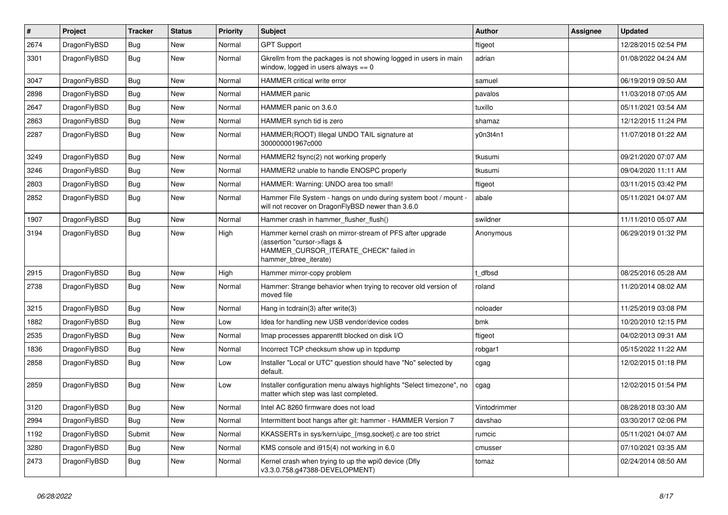| # | Project | Tracker | Status | Priority | Subject | Author | Assignee | Updated |
|---|---|---|---|---|---|---|---|---|
| 2674 | DragonFlyBSD | Bug | New | Normal | GPT Support | ftigeot | | 12/28/2015 02:54 PM |
| 3301 | DragonFlyBSD | Bug | New | Normal | Gkrellm from the packages is not showing logged in users in main window, logged in users always == 0 | adrian | | 01/08/2022 04:24 AM |
| 3047 | DragonFlyBSD | Bug | New | Normal | HAMMER critical write error | samuel | | 06/19/2019 09:50 AM |
| 2898 | DragonFlyBSD | Bug | New | Normal | HAMMER panic | pavalos | | 11/03/2018 07:05 AM |
| 2647 | DragonFlyBSD | Bug | New | Normal | HAMMER panic on 3.6.0 | tuxillo | | 05/11/2021 03:54 AM |
| 2863 | DragonFlyBSD | Bug | New | Normal | HAMMER synch tid is zero | shamaz | | 12/12/2015 11:24 PM |
| 2287 | DragonFlyBSD | Bug | New | Normal | HAMMER(ROOT) Illegal UNDO TAIL signature at 300000001967c000 | y0n3t4n1 | | 11/07/2018 01:22 AM |
| 3249 | DragonFlyBSD | Bug | New | Normal | HAMMER2 fsync(2) not working properly | tkusumi | | 09/21/2020 07:07 AM |
| 3246 | DragonFlyBSD | Bug | New | Normal | HAMMER2 unable to handle ENOSPC properly | tkusumi | | 09/04/2020 11:11 AM |
| 2803 | DragonFlyBSD | Bug | New | Normal | HAMMER: Warning: UNDO area too small! | ftigeot | | 03/11/2015 03:42 PM |
| 2852 | DragonFlyBSD | Bug | New | Normal | Hammer File System - hangs on undo during system boot / mount - will not recover on DragonFlyBSD newer than 3.6.0 | abale | | 05/11/2021 04:07 AM |
| 1907 | DragonFlyBSD | Bug | New | Normal | Hammer crash in hammer_flusher_flush() | swildner | | 11/11/2010 05:07 AM |
| 3194 | DragonFlyBSD | Bug | New | High | Hammer kernel crash on mirror-stream of PFS after upgrade (assertion "cursor->flags & HAMMER_CURSOR_ITERATE_CHECK" failed in hammer_btree_iterate) | Anonymous | | 06/29/2019 01:32 PM |
| 2915 | DragonFlyBSD | Bug | New | High | Hammer mirror-copy problem | t_dfbsd | | 08/25/2016 05:28 AM |
| 2738 | DragonFlyBSD | Bug | New | Normal | Hammer: Strange behavior when trying to recover old version of moved file | roland | | 11/20/2014 08:02 AM |
| 3215 | DragonFlyBSD | Bug | New | Normal | Hang in tcdrain(3) after write(3) | noloader | | 11/25/2019 03:08 PM |
| 1882 | DragonFlyBSD | Bug | New | Low | Idea for handling new USB vendor/device codes | bmk | | 10/20/2010 12:15 PM |
| 2535 | DragonFlyBSD | Bug | New | Normal | Imap processes apparentlt blocked on disk I/O | ftigeot | | 04/02/2013 09:31 AM |
| 1836 | DragonFlyBSD | Bug | New | Normal | Incorrect TCP checksum show up in tcpdump | robgar1 | | 05/15/2022 11:22 AM |
| 2858 | DragonFlyBSD | Bug | New | Low | Installer "Local or UTC" question should have "No" selected by default. | cgag | | 12/02/2015 01:18 PM |
| 2859 | DragonFlyBSD | Bug | New | Low | Installer configuration menu always highlights "Select timezone", no matter which step was last completed. | cgag | | 12/02/2015 01:54 PM |
| 3120 | DragonFlyBSD | Bug | New | Normal | Intel AC 8260 firmware does not load | Vintodrimmer | | 08/28/2018 03:30 AM |
| 2994 | DragonFlyBSD | Bug | New | Normal | Intermittent boot hangs after git: hammer - HAMMER Version 7 | davshao | | 03/30/2017 02:06 PM |
| 1192 | DragonFlyBSD | Submit | New | Normal | KKASSERTs in sys/kern/uipc_{msg,socket}.c are too strict | rumcic | | 05/11/2021 04:07 AM |
| 3280 | DragonFlyBSD | Bug | New | Normal | KMS console and i915(4) not working in 6.0 | cmusser | | 07/10/2021 03:35 AM |
| 2473 | DragonFlyBSD | Bug | New | Normal | Kernel crash when trying to up the wpi0 device (Dfly v3.3.0.758.g47388-DEVELOPMENT) | tomaz | | 02/24/2014 08:50 AM |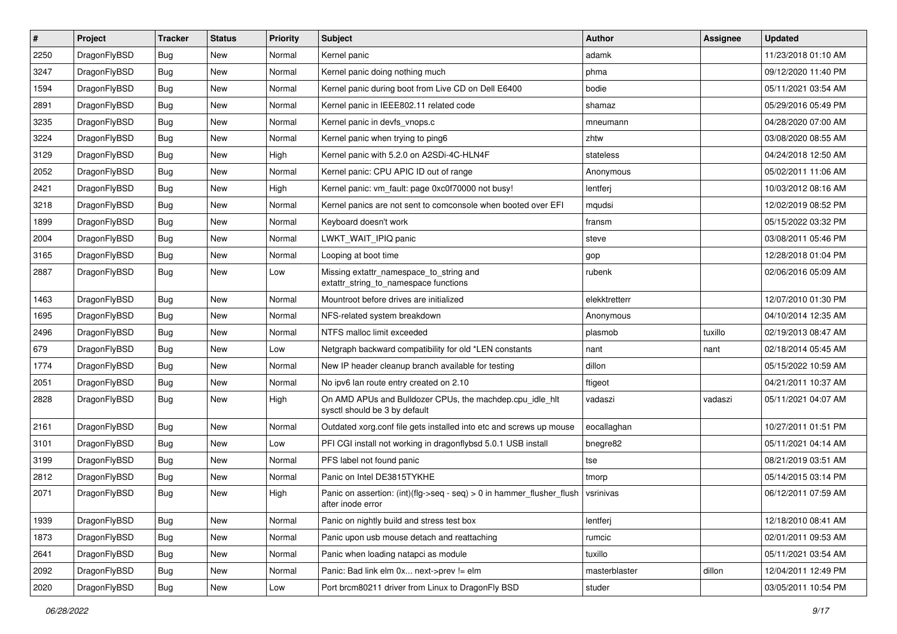| # | Project | Tracker | Status | Priority | Subject | Author | Assignee | Updated |
|---|---|---|---|---|---|---|---|---|
| 2250 | DragonFlyBSD | Bug | New | Normal | Kernel panic | adamk | | 11/23/2018 01:10 AM |
| 3247 | DragonFlyBSD | Bug | New | Normal | Kernel panic doing nothing much | phma | | 09/12/2020 11:40 PM |
| 1594 | DragonFlyBSD | Bug | New | Normal | Kernel panic during boot from Live CD on Dell E6400 | bodie | | 05/11/2021 03:54 AM |
| 2891 | DragonFlyBSD | Bug | New | Normal | Kernel panic in IEEE802.11 related code | shamaz | | 05/29/2016 05:49 PM |
| 3235 | DragonFlyBSD | Bug | New | Normal | Kernel panic in devfs_vnops.c | mneumann | | 04/28/2020 07:00 AM |
| 3224 | DragonFlyBSD | Bug | New | Normal | Kernel panic when trying to ping6 | zhtw | | 03/08/2020 08:55 AM |
| 3129 | DragonFlyBSD | Bug | New | High | Kernel panic with 5.2.0 on A2SDi-4C-HLN4F | stateless | | 04/24/2018 12:50 AM |
| 2052 | DragonFlyBSD | Bug | New | Normal | Kernel panic: CPU APIC ID out of range | Anonymous | | 05/02/2011 11:06 AM |
| 2421 | DragonFlyBSD | Bug | New | High | Kernel panic: vm_fault: page 0xc0f70000 not busy! | lentferj | | 10/03/2012 08:16 AM |
| 3218 | DragonFlyBSD | Bug | New | Normal | Kernel panics are not sent to comconsole when booted over EFI | mqudsi | | 12/02/2019 08:52 PM |
| 1899 | DragonFlyBSD | Bug | New | Normal | Keyboard doesn't work | fransm | | 05/15/2022 03:32 PM |
| 2004 | DragonFlyBSD | Bug | New | Normal | LWKT_WAIT_IPIQ panic | steve | | 03/08/2011 05:46 PM |
| 3165 | DragonFlyBSD | Bug | New | Normal | Looping at boot time | gop | | 12/28/2018 01:04 PM |
| 2887 | DragonFlyBSD | Bug | New | Low | Missing extattr_namespace_to_string and extattr_string_to_namespace functions | rubenk | | 02/06/2016 05:09 AM |
| 1463 | DragonFlyBSD | Bug | New | Normal | Mountroot before drives are initialized | elekktretterr | | 12/07/2010 01:30 PM |
| 1695 | DragonFlyBSD | Bug | New | Normal | NFS-related system breakdown | Anonymous | | 04/10/2014 12:35 AM |
| 2496 | DragonFlyBSD | Bug | New | Normal | NTFS malloc limit exceeded | plasmob | tuxillo | 02/19/2013 08:47 AM |
| 679 | DragonFlyBSD | Bug | New | Low | Netgraph backward compatibility for old *LEN constants | nant | nant | 02/18/2014 05:45 AM |
| 1774 | DragonFlyBSD | Bug | New | Normal | New IP header cleanup branch available for testing | dillon | | 05/15/2022 10:59 AM |
| 2051 | DragonFlyBSD | Bug | New | Normal | No ipv6 lan route entry created on 2.10 | ftigeot | | 04/21/2011 10:37 AM |
| 2828 | DragonFlyBSD | Bug | New | High | On AMD APUs and Bulldozer CPUs, the machdep.cpu_idle_hlt sysctl should be 3 by default | vadaszi | vadaszi | 05/11/2021 04:07 AM |
| 2161 | DragonFlyBSD | Bug | New | Normal | Outdated xorg.conf file gets installed into etc and screws up mouse | eocallaghan | | 10/27/2011 01:51 PM |
| 3101 | DragonFlyBSD | Bug | New | Low | PFI CGI install not working in dragonflybsd 5.0.1 USB install | bnegre82 | | 05/11/2021 04:14 AM |
| 3199 | DragonFlyBSD | Bug | New | Normal | PFS label not found panic | tse | | 08/21/2019 03:51 AM |
| 2812 | DragonFlyBSD | Bug | New | Normal | Panic on Intel DE3815TYKHE | tmorp | | 05/14/2015 03:14 PM |
| 2071 | DragonFlyBSD | Bug | New | High | Panic on assertion: (int)(flg->seq - seq) > 0 in hammer_flusher_flush after inode error | vsrinivas | | 06/12/2011 07:59 AM |
| 1939 | DragonFlyBSD | Bug | New | Normal | Panic on nightly build and stress test box | lentferj | | 12/18/2010 08:41 AM |
| 1873 | DragonFlyBSD | Bug | New | Normal | Panic upon usb mouse detach and reattaching | rumcic | | 02/01/2011 09:53 AM |
| 2641 | DragonFlyBSD | Bug | New | Normal | Panic when loading natapci as module | tuxillo | | 05/11/2021 03:54 AM |
| 2092 | DragonFlyBSD | Bug | New | Normal | Panic: Bad link elm 0x... next->prev != elm | masterblaster | dillon | 12/04/2011 12:49 PM |
| 2020 | DragonFlyBSD | Bug | New | Low | Port brcm80211 driver from Linux to DragonFly BSD | studer | | 03/05/2011 10:54 PM |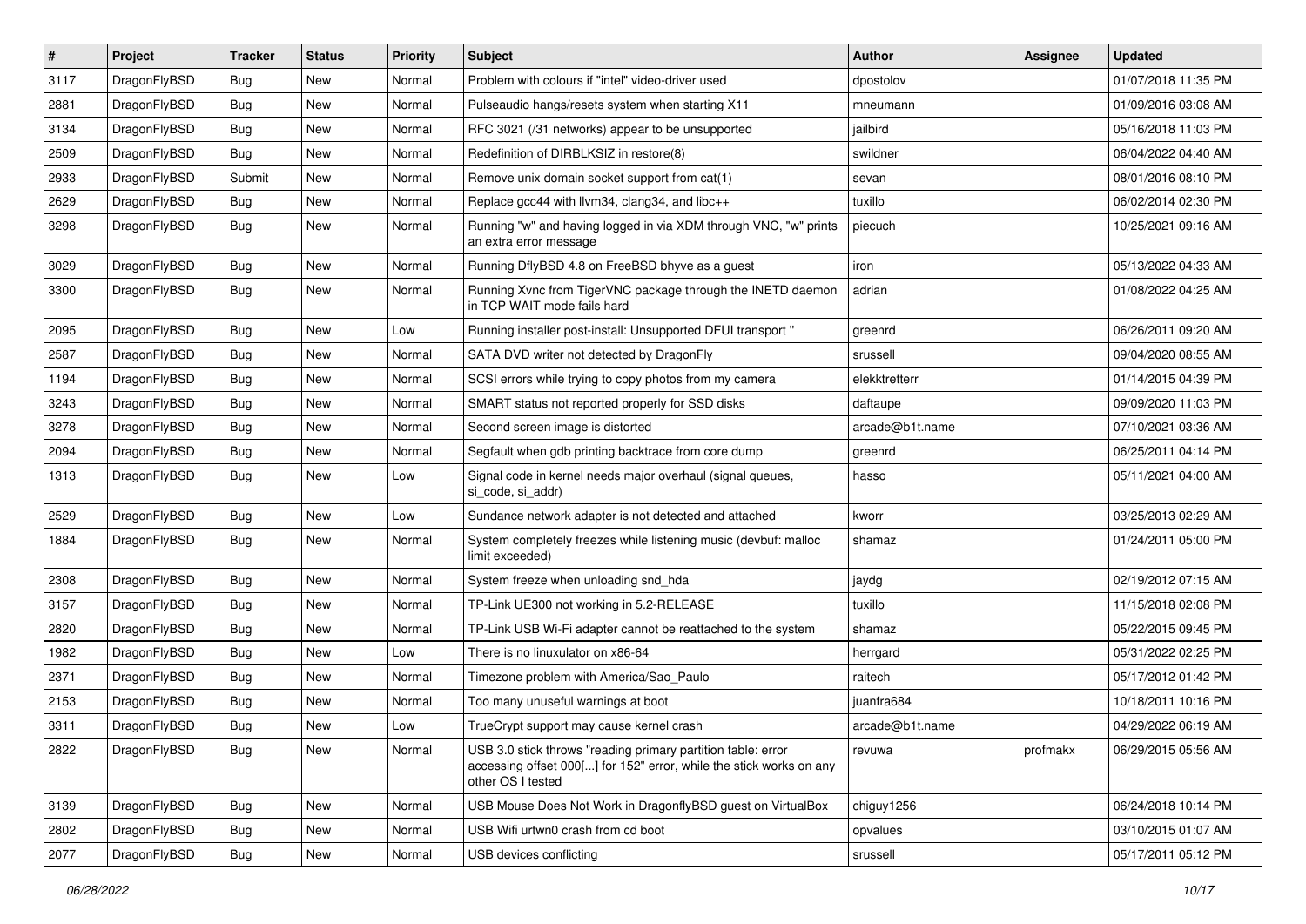| # | Project | Tracker | Status | Priority | Subject | Author | Assignee | Updated |
|---|---|---|---|---|---|---|---|---|
| 3117 | DragonFlyBSD | Bug | New | Normal | Problem with colours if "intel" video-driver used | dpostolov | | 01/07/2018 11:35 PM |
| 2881 | DragonFlyBSD | Bug | New | Normal | Pulseaudio hangs/resets system when starting X11 | mneumann | | 01/09/2016 03:08 AM |
| 3134 | DragonFlyBSD | Bug | New | Normal | RFC 3021 (/31 networks) appear to be unsupported | jailbird | | 05/16/2018 11:03 PM |
| 2509 | DragonFlyBSD | Bug | New | Normal | Redefinition of DIRBLKSIZ in restore(8) | swildner | | 06/04/2022 04:40 AM |
| 2933 | DragonFlyBSD | Submit | New | Normal | Remove unix domain socket support from cat(1) | sevan | | 08/01/2016 08:10 PM |
| 2629 | DragonFlyBSD | Bug | New | Normal | Replace gcc44 with llvm34, clang34, and libc++ | tuxillo | | 06/02/2014 02:30 PM |
| 3298 | DragonFlyBSD | Bug | New | Normal | Running "w" and having logged in via XDM through VNC, "w" prints an extra error message | piecuch | | 10/25/2021 09:16 AM |
| 3029 | DragonFlyBSD | Bug | New | Normal | Running DflyBSD 4.8 on FreeBSD bhyve as a guest | iron | | 05/13/2022 04:33 AM |
| 3300 | DragonFlyBSD | Bug | New | Normal | Running Xvnc from TigerVNC package through the INETD daemon in TCP WAIT mode fails hard | adrian | | 01/08/2022 04:25 AM |
| 2095 | DragonFlyBSD | Bug | New | Low | Running installer post-install: Unsupported DFUI transport " | greenrd | | 06/26/2011 09:20 AM |
| 2587 | DragonFlyBSD | Bug | New | Normal | SATA DVD writer not detected by DragonFly | srussell | | 09/04/2020 08:55 AM |
| 1194 | DragonFlyBSD | Bug | New | Normal | SCSI errors while trying to copy photos from my camera | elekktretterr | | 01/14/2015 04:39 PM |
| 3243 | DragonFlyBSD | Bug | New | Normal | SMART status not reported properly for SSD disks | daftaupe | | 09/09/2020 11:03 PM |
| 3278 | DragonFlyBSD | Bug | New | Normal | Second screen image is distorted | arcade@b1t.name | | 07/10/2021 03:36 AM |
| 2094 | DragonFlyBSD | Bug | New | Normal | Segfault when gdb printing backtrace from core dump | greenrd | | 06/25/2011 04:14 PM |
| 1313 | DragonFlyBSD | Bug | New | Low | Signal code in kernel needs major overhaul (signal queues, si_code, si_addr) | hasso | | 05/11/2021 04:00 AM |
| 2529 | DragonFlyBSD | Bug | New | Low | Sundance network adapter is not detected and attached | kworr | | 03/25/2013 02:29 AM |
| 1884 | DragonFlyBSD | Bug | New | Normal | System completely freezes while listening music (devbuf: malloc limit exceeded) | shamaz | | 01/24/2011 05:00 PM |
| 2308 | DragonFlyBSD | Bug | New | Normal | System freeze when unloading snd_hda | jaydg | | 02/19/2012 07:15 AM |
| 3157 | DragonFlyBSD | Bug | New | Normal | TP-Link UE300 not working in 5.2-RELEASE | tuxillo | | 11/15/2018 02:08 PM |
| 2820 | DragonFlyBSD | Bug | New | Normal | TP-Link USB Wi-Fi adapter cannot be reattached to the system | shamaz | | 05/22/2015 09:45 PM |
| 1982 | DragonFlyBSD | Bug | New | Low | There is no linuxulator on x86-64 | herrgard | | 05/31/2022 02:25 PM |
| 2371 | DragonFlyBSD | Bug | New | Normal | Timezone problem with America/Sao_Paulo | raitech | | 05/17/2012 01:42 PM |
| 2153 | DragonFlyBSD | Bug | New | Normal | Too many unuseful warnings at boot | juanfra684 | | 10/18/2011 10:16 PM |
| 3311 | DragonFlyBSD | Bug | New | Low | TrueCrypt support may cause kernel crash | arcade@b1t.name | | 04/29/2022 06:19 AM |
| 2822 | DragonFlyBSD | Bug | New | Normal | USB 3.0 stick throws "reading primary partition table: error accessing offset 000[...] for 152" error, while the stick works on any other OS I tested | revuwa | profmakx | 06/29/2015 05:56 AM |
| 3139 | DragonFlyBSD | Bug | New | Normal | USB Mouse Does Not Work in DragonflyBSD guest on VirtualBox | chiguy1256 | | 06/24/2018 10:14 PM |
| 2802 | DragonFlyBSD | Bug | New | Normal | USB Wifi urtwn0 crash from cd boot | opvalues | | 03/10/2015 01:07 AM |
| 2077 | DragonFlyBSD | Bug | New | Normal | USB devices conflicting | srussell | | 05/17/2011 05:12 PM |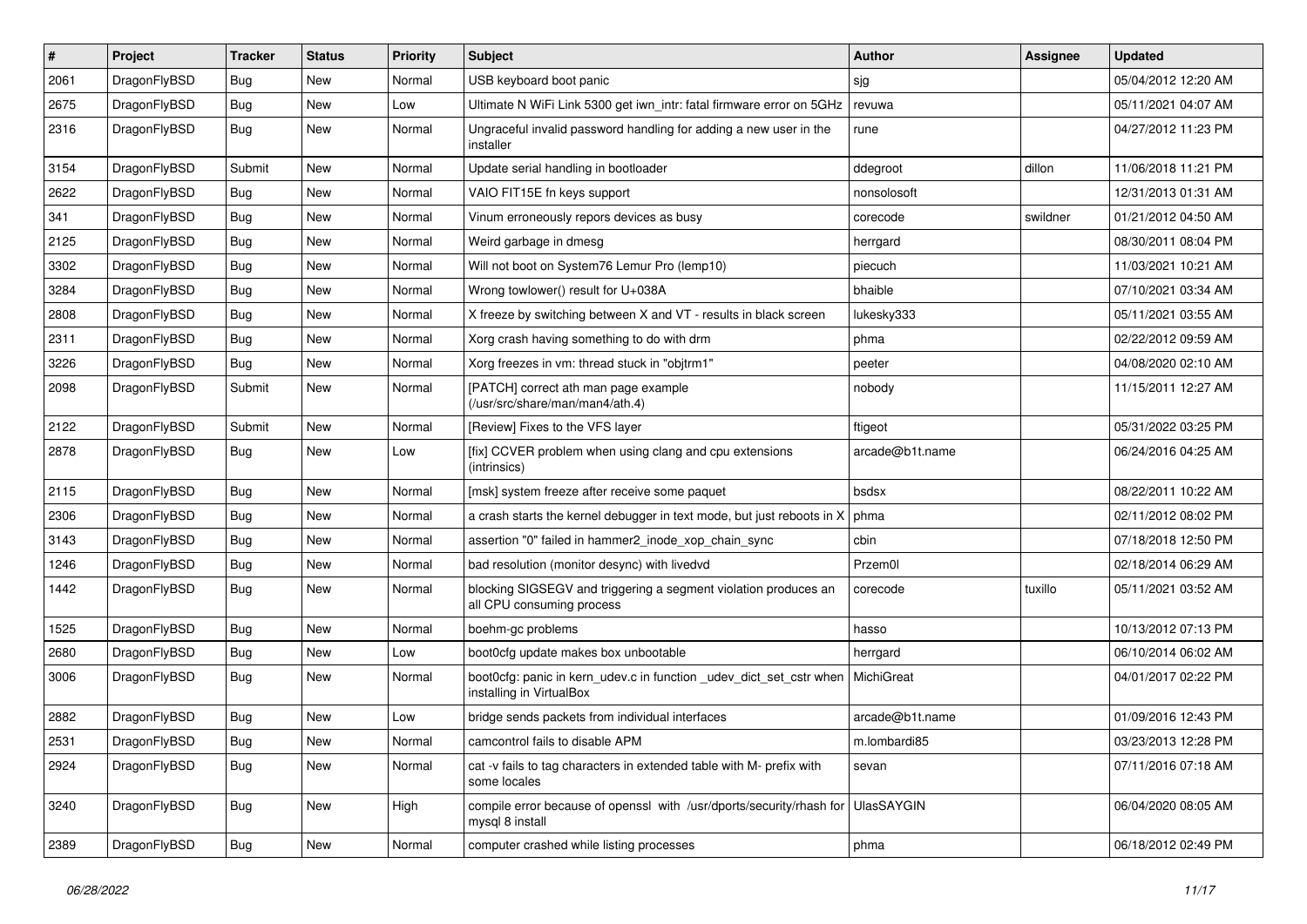| # | Project | Tracker | Status | Priority | Subject | Author | Assignee | Updated |
|---|---|---|---|---|---|---|---|---|
| 2061 | DragonFlyBSD | Bug | New | Normal | USB keyboard boot panic | sjg | | 05/04/2012 12:20 AM |
| 2675 | DragonFlyBSD | Bug | New | Low | Ultimate N WiFi Link 5300 get iwn_intr: fatal firmware error on 5GHz | revuwa | | 05/11/2021 04:07 AM |
| 2316 | DragonFlyBSD | Bug | New | Normal | Ungraceful invalid password handling for adding a new user in the installer | rune | | 04/27/2012 11:23 PM |
| 3154 | DragonFlyBSD | Submit | New | Normal | Update serial handling in bootloader | ddegroot | dillon | 11/06/2018 11:21 PM |
| 2622 | DragonFlyBSD | Bug | New | Normal | VAIO FIT15E fn keys support | nonsolosoft | | 12/31/2013 01:31 AM |
| 341 | DragonFlyBSD | Bug | New | Normal | Vinum erroneously repors devices as busy | corecode | swildner | 01/21/2012 04:50 AM |
| 2125 | DragonFlyBSD | Bug | New | Normal | Weird garbage in dmesg | herrgard | | 08/30/2011 08:04 PM |
| 3302 | DragonFlyBSD | Bug | New | Normal | Will not boot on System76 Lemur Pro (lemp10) | piecuch | | 11/03/2021 10:21 AM |
| 3284 | DragonFlyBSD | Bug | New | Normal | Wrong towlower() result for U+038A | bhaible | | 07/10/2021 03:34 AM |
| 2808 | DragonFlyBSD | Bug | New | Normal | X freeze by switching between X and VT - results in black screen | lukesky333 | | 05/11/2021 03:55 AM |
| 2311 | DragonFlyBSD | Bug | New | Normal | Xorg crash having something to do with drm | phma | | 02/22/2012 09:59 AM |
| 3226 | DragonFlyBSD | Bug | New | Normal | Xorg freezes in vm: thread stuck in "objtrm1" | peeter | | 04/08/2020 02:10 AM |
| 2098 | DragonFlyBSD | Submit | New | Normal | [PATCH] correct ath man page example (/usr/src/share/man/man4/ath.4) | nobody | | 11/15/2011 12:27 AM |
| 2122 | DragonFlyBSD | Submit | New | Normal | [Review] Fixes to the VFS layer | ftigeot | | 05/31/2022 03:25 PM |
| 2878 | DragonFlyBSD | Bug | New | Low | [fix] CCVER problem when using clang and cpu extensions (intrinsics) | arcade@b1t.name | | 06/24/2016 04:25 AM |
| 2115 | DragonFlyBSD | Bug | New | Normal | [msk] system freeze after receive some paquet | bsdsx | | 08/22/2011 10:22 AM |
| 2306 | DragonFlyBSD | Bug | New | Normal | a crash starts the kernel debugger in text mode, but just reboots in X | phma | | 02/11/2012 08:02 PM |
| 3143 | DragonFlyBSD | Bug | New | Normal | assertion "0" failed in hammer2_inode_xop_chain_sync | cbin | | 07/18/2018 12:50 PM |
| 1246 | DragonFlyBSD | Bug | New | Normal | bad resolution (monitor desync) with livedvd | Przem0l | | 02/18/2014 06:29 AM |
| 1442 | DragonFlyBSD | Bug | New | Normal | blocking SIGSEGV and triggering a segment violation produces an all CPU consuming process | corecode | tuxillo | 05/11/2021 03:52 AM |
| 1525 | DragonFlyBSD | Bug | New | Normal | boehm-gc problems | hasso | | 10/13/2012 07:13 PM |
| 2680 | DragonFlyBSD | Bug | New | Low | boot0cfg update makes box unbootable | herrgard | | 06/10/2014 06:02 AM |
| 3006 | DragonFlyBSD | Bug | New | Normal | boot0cfg: panic in kern_udev.c in function _udev_dict_set_cstr when installing in VirtualBox | MichiGreat | | 04/01/2017 02:22 PM |
| 2882 | DragonFlyBSD | Bug | New | Low | bridge sends packets from individual interfaces | arcade@b1t.name | | 01/09/2016 12:43 PM |
| 2531 | DragonFlyBSD | Bug | New | Normal | camcontrol fails to disable APM | m.lombardi85 | | 03/23/2013 12:28 PM |
| 2924 | DragonFlyBSD | Bug | New | Normal | cat -v fails to tag characters in extended table with M- prefix with some locales | sevan | | 07/11/2016 07:18 AM |
| 3240 | DragonFlyBSD | Bug | New | High | compile error because of openssl with /usr/dports/security/rhash for mysql 8 install | UlasSAYGIN | | 06/04/2020 08:05 AM |
| 2389 | DragonFlyBSD | Bug | New | Normal | computer crashed while listing processes | phma | | 06/18/2012 02:49 PM |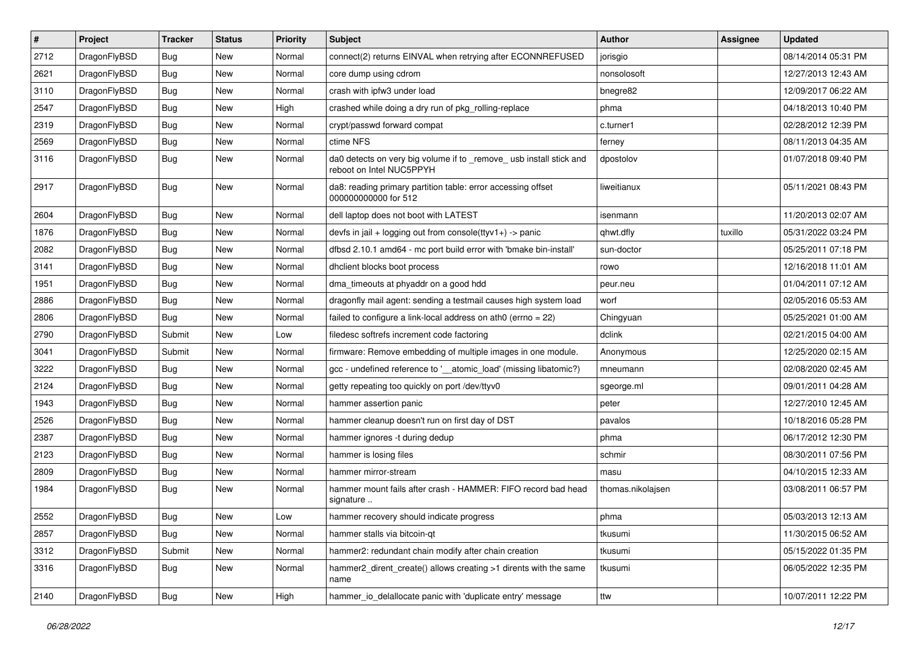| # | Project | Tracker | Status | Priority | Subject | Author | Assignee | Updated |
|---|---|---|---|---|---|---|---|---|
| 2712 | DragonFlyBSD | Bug | New | Normal | connect(2) returns EINVAL when retrying after ECONNREFUSED | jorisgio | | 08/14/2014 05:31 PM |
| 2621 | DragonFlyBSD | Bug | New | Normal | core dump using cdrom | nonsolosoft | | 12/27/2013 12:43 AM |
| 3110 | DragonFlyBSD | Bug | New | Normal | crash with ipfw3 under load | bnegre82 | | 12/09/2017 06:22 AM |
| 2547 | DragonFlyBSD | Bug | New | High | crashed while doing a dry run of pkg_rolling-replace | phma | | 04/18/2013 10:40 PM |
| 2319 | DragonFlyBSD | Bug | New | Normal | crypt/passwd forward compat | c.turner1 | | 02/28/2012 12:39 PM |
| 2569 | DragonFlyBSD | Bug | New | Normal | ctime NFS | ferney | | 08/11/2013 04:35 AM |
| 3116 | DragonFlyBSD | Bug | New | Normal | da0 detects on very big volume if to _remove_ usb install stick and reboot on Intel NUC5PPYH | dpostolov | | 01/07/2018 09:40 PM |
| 2917 | DragonFlyBSD | Bug | New | Normal | da8: reading primary partition table: error accessing offset 000000000000 for 512 | liweitianux | | 05/11/2021 08:43 PM |
| 2604 | DragonFlyBSD | Bug | New | Normal | dell laptop does not boot with LATEST | isenmann | | 11/20/2013 02:07 AM |
| 1876 | DragonFlyBSD | Bug | New | Normal | devfs in jail + logging out from console(ttyv1+) -> panic | qhwt.dfly | tuxillo | 05/31/2022 03:24 PM |
| 2082 | DragonFlyBSD | Bug | New | Normal | dfbsd 2.10.1 amd64 - mc port build error with 'bmake bin-install' | sun-doctor | | 05/25/2011 07:18 PM |
| 3141 | DragonFlyBSD | Bug | New | Normal | dhclient blocks boot process | rowo | | 12/16/2018 11:01 AM |
| 1951 | DragonFlyBSD | Bug | New | Normal | dma_timeouts at phyaddr on a good hdd | peur.neu | | 01/04/2011 07:12 AM |
| 2886 | DragonFlyBSD | Bug | New | Normal | dragonfly mail agent: sending a testmail causes high system load | worf | | 02/05/2016 05:53 AM |
| 2806 | DragonFlyBSD | Bug | New | Normal | failed to configure a link-local address on ath0 (errno = 22) | Chingyuan | | 05/25/2021 01:00 AM |
| 2790 | DragonFlyBSD | Submit | New | Low | filedesc softrefs increment code factoring | dclink | | 02/21/2015 04:00 AM |
| 3041 | DragonFlyBSD | Submit | New | Normal | firmware: Remove embedding of multiple images in one module. | Anonymous | | 12/25/2020 02:15 AM |
| 3222 | DragonFlyBSD | Bug | New | Normal | gcc - undefined reference to '__atomic_load' (missing libatomic?) | mneumann | | 02/08/2020 02:45 AM |
| 2124 | DragonFlyBSD | Bug | New | Normal | getty repeating too quickly on port /dev/ttyv0 | sgeorge.ml | | 09/01/2011 04:28 AM |
| 1943 | DragonFlyBSD | Bug | New | Normal | hammer assertion panic | peter | | 12/27/2010 12:45 AM |
| 2526 | DragonFlyBSD | Bug | New | Normal | hammer cleanup doesn't run on first day of DST | pavalos | | 10/18/2016 05:28 PM |
| 2387 | DragonFlyBSD | Bug | New | Normal | hammer ignores -t during dedup | phma | | 06/17/2012 12:30 PM |
| 2123 | DragonFlyBSD | Bug | New | Normal | hammer is losing files | schmir | | 08/30/2011 07:56 PM |
| 2809 | DragonFlyBSD | Bug | New | Normal | hammer mirror-stream | masu | | 04/10/2015 12:33 AM |
| 1984 | DragonFlyBSD | Bug | New | Normal | hammer mount fails after crash - HAMMER: FIFO record bad head signature .. | thomas.nikolajsen | | 03/08/2011 06:57 PM |
| 2552 | DragonFlyBSD | Bug | New | Low | hammer recovery should indicate progress | phma | | 05/03/2013 12:13 AM |
| 2857 | DragonFlyBSD | Bug | New | Normal | hammer stalls via bitcoin-qt | tkusumi | | 11/30/2015 06:52 AM |
| 3312 | DragonFlyBSD | Submit | New | Normal | hammer2: redundant chain modify after chain creation | tkusumi | | 05/15/2022 01:35 PM |
| 3316 | DragonFlyBSD | Bug | New | Normal | hammer2_dirent_create() allows creating >1 dirents with the same name | tkusumi | | 06/05/2022 12:35 PM |
| 2140 | DragonFlyBSD | Bug | New | High | hammer_io_delallocate panic with 'duplicate entry' message | ttw | | 10/07/2011 12:22 PM |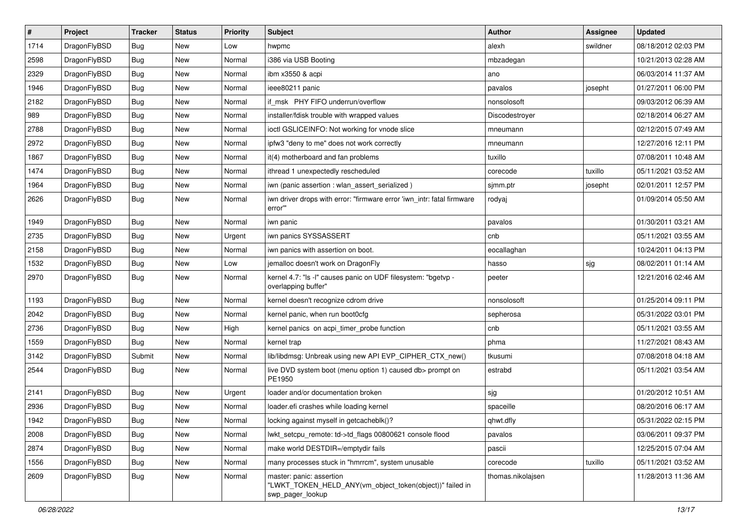| # | Project | Tracker | Status | Priority | Subject | Author | Assignee | Updated |
|---|---|---|---|---|---|---|---|---|
| 1714 | DragonFlyBSD | Bug | New | Low | hwpmc | alexh | swildner | 08/18/2012 02:03 PM |
| 2598 | DragonFlyBSD | Bug | New | Normal | i386 via USB Booting | mbzadegan | | 10/21/2013 02:28 AM |
| 2329 | DragonFlyBSD | Bug | New | Normal | ibm x3550 & acpi | ano | | 06/03/2014 11:37 AM |
| 1946 | DragonFlyBSD | Bug | New | Normal | ieee80211 panic | pavalos | josepht | 01/27/2011 06:00 PM |
| 2182 | DragonFlyBSD | Bug | New | Normal | if_msk PHY FIFO underrun/overflow | nonsolosoft | | 09/03/2012 06:39 AM |
| 989 | DragonFlyBSD | Bug | New | Normal | installer/fdisk trouble with wrapped values | Discodestroyer | | 02/18/2014 06:27 AM |
| 2788 | DragonFlyBSD | Bug | New | Normal | ioctl GSLICEINFO: Not working for vnode slice | mneumann | | 02/12/2015 07:49 AM |
| 2972 | DragonFlyBSD | Bug | New | Normal | ipfw3 "deny to me" does not work correctly | mneumann | | 12/27/2016 12:11 PM |
| 1867 | DragonFlyBSD | Bug | New | Normal | it(4) motherboard and fan problems | tuxillo | | 07/08/2011 10:48 AM |
| 1474 | DragonFlyBSD | Bug | New | Normal | ithread 1 unexpectedly rescheduled | corecode | tuxillo | 05/11/2021 03:52 AM |
| 1964 | DragonFlyBSD | Bug | New | Normal | iwn (panic assertion : wlan_assert_serialized ) | sjmm.ptr | josepht | 02/01/2011 12:57 PM |
| 2626 | DragonFlyBSD | Bug | New | Normal | iwn driver drops with error: "firmware error 'iwn_intr: fatal firmware error'" | rodyaj | | 01/09/2014 05:50 AM |
| 1949 | DragonFlyBSD | Bug | New | Normal | iwn panic | pavalos | | 01/30/2011 03:21 AM |
| 2735 | DragonFlyBSD | Bug | New | Urgent | iwn panics SYSSASSERT | cnb | | 05/11/2021 03:55 AM |
| 2158 | DragonFlyBSD | Bug | New | Normal | iwn panics with assertion on boot. | eocallaghan | | 10/24/2011 04:13 PM |
| 1532 | DragonFlyBSD | Bug | New | Low | jemalloc doesn't work on DragonFly | hasso | sjg | 08/02/2011 01:14 AM |
| 2970 | DragonFlyBSD | Bug | New | Normal | kernel 4.7: "ls -l" causes panic on UDF filesystem: "bgetvp - overlapping buffer" | peeter | | 12/21/2016 02:46 AM |
| 1193 | DragonFlyBSD | Bug | New | Normal | kernel doesn't recognize cdrom drive | nonsolosoft | | 01/25/2014 09:11 PM |
| 2042 | DragonFlyBSD | Bug | New | Normal | kernel panic, when run boot0cfg | sepherosa | | 05/31/2022 03:01 PM |
| 2736 | DragonFlyBSD | Bug | New | High | kernel panics on acpi_timer_probe function | cnb | | 05/11/2021 03:55 AM |
| 1559 | DragonFlyBSD | Bug | New | Normal | kernel trap | phma | | 11/27/2021 08:43 AM |
| 3142 | DragonFlyBSD | Submit | New | Normal | lib/libdmsg: Unbreak using new API EVP_CIPHER_CTX_new() | tkusumi | | 07/08/2018 04:18 AM |
| 2544 | DragonFlyBSD | Bug | New | Normal | live DVD system boot (menu option 1) caused db> prompt on PE1950 | estrabd | | 05/11/2021 03:54 AM |
| 2141 | DragonFlyBSD | Bug | New | Urgent | loader and/or documentation broken | sjg | | 01/20/2012 10:51 AM |
| 2936 | DragonFlyBSD | Bug | New | Normal | loader.efi crashes while loading kernel | spaceille | | 08/20/2016 06:17 AM |
| 1942 | DragonFlyBSD | Bug | New | Normal | locking against myself in getcacheblk()? | qhwt.dfly | | 05/31/2022 02:15 PM |
| 2008 | DragonFlyBSD | Bug | New | Normal | lwkt_setcpu_remote: td->td_flags 00800621 console flood | pavalos | | 03/06/2011 09:37 PM |
| 2874 | DragonFlyBSD | Bug | New | Normal | make world DESTDIR=/emptydir fails | pascii | | 12/25/2015 07:04 AM |
| 1556 | DragonFlyBSD | Bug | New | Normal | many processes stuck in "hmrrcm", system unusable | corecode | tuxillo | 05/11/2021 03:52 AM |
| 2609 | DragonFlyBSD | Bug | New | Normal | master: panic: assertion "LWKT_TOKEN_HELD_ANY(vm_object_token(object))" failed in swp_pager_lookup | thomas.nikolajsen | | 11/28/2013 11:36 AM |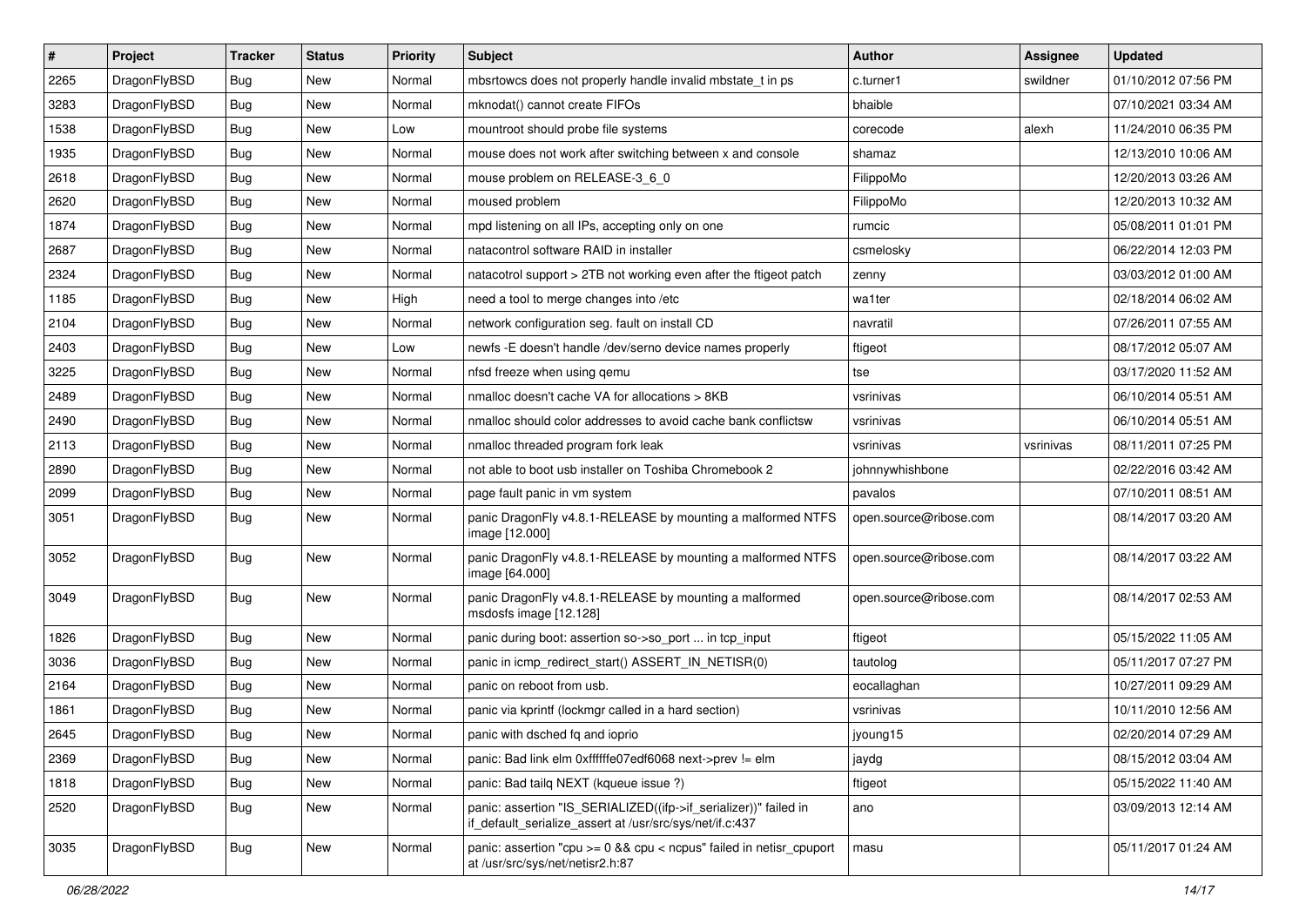| # | Project | Tracker | Status | Priority | Subject | Author | Assignee | Updated |
|---|---|---|---|---|---|---|---|---|
| 2265 | DragonFlyBSD | Bug | New | Normal | mbsrtowcs does not properly handle invalid mbstate_t in ps | c.turner1 | swildner | 01/10/2012 07:56 PM |
| 3283 | DragonFlyBSD | Bug | New | Normal | mknodat() cannot create FIFOs | bhaible | | 07/10/2021 03:34 AM |
| 1538 | DragonFlyBSD | Bug | New | Low | mountroot should probe file systems | corecode | alexh | 11/24/2010 06:35 PM |
| 1935 | DragonFlyBSD | Bug | New | Normal | mouse does not work after switching between x and console | shamaz | | 12/13/2010 10:06 AM |
| 2618 | DragonFlyBSD | Bug | New | Normal | mouse problem on RELEASE-3_6_0 | FilippoMo | | 12/20/2013 03:26 AM |
| 2620 | DragonFlyBSD | Bug | New | Normal | moused problem | FilippoMo | | 12/20/2013 10:32 AM |
| 1874 | DragonFlyBSD | Bug | New | Normal | mpd listening on all IPs, accepting only on one | rumcic | | 05/08/2011 01:01 PM |
| 2687 | DragonFlyBSD | Bug | New | Normal | natacontrol software RAID in installer | csmelosky | | 06/22/2014 12:03 PM |
| 2324 | DragonFlyBSD | Bug | New | Normal | natacotrol support > 2TB not working even after the ftigeot patch | zenny | | 03/03/2012 01:00 AM |
| 1185 | DragonFlyBSD | Bug | New | High | need a tool to merge changes into /etc | wa1ter | | 02/18/2014 06:02 AM |
| 2104 | DragonFlyBSD | Bug | New | Normal | network configuration seg. fault on install CD | navratil | | 07/26/2011 07:55 AM |
| 2403 | DragonFlyBSD | Bug | New | Low | newfs -E doesn't handle /dev/serno device names properly | ftigeot | | 08/17/2012 05:07 AM |
| 3225 | DragonFlyBSD | Bug | New | Normal | nfsd freeze when using qemu | tse | | 03/17/2020 11:52 AM |
| 2489 | DragonFlyBSD | Bug | New | Normal | nmalloc doesn't cache VA for allocations > 8KB | vsrinivas | | 06/10/2014 05:51 AM |
| 2490 | DragonFlyBSD | Bug | New | Normal | nmalloc should color addresses to avoid cache bank conflictsw | vsrinivas | | 06/10/2014 05:51 AM |
| 2113 | DragonFlyBSD | Bug | New | Normal | nmalloc threaded program fork leak | vsrinivas | vsrinivas | 08/11/2011 07:25 PM |
| 2890 | DragonFlyBSD | Bug | New | Normal | not able to boot usb installer on Toshiba Chromebook 2 | johnnywhishbone | | 02/22/2016 03:42 AM |
| 2099 | DragonFlyBSD | Bug | New | Normal | page fault panic in vm system | pavalos | | 07/10/2011 08:51 AM |
| 3051 | DragonFlyBSD | Bug | New | Normal | panic DragonFly v4.8.1-RELEASE by mounting a malformed NTFS image [12.000] | open.source@ribose.com | | 08/14/2017 03:20 AM |
| 3052 | DragonFlyBSD | Bug | New | Normal | panic DragonFly v4.8.1-RELEASE by mounting a malformed NTFS image [64.000] | open.source@ribose.com | | 08/14/2017 03:22 AM |
| 3049 | DragonFlyBSD | Bug | New | Normal | panic DragonFly v4.8.1-RELEASE by mounting a malformed msdosfs image [12.128] | open.source@ribose.com | | 08/14/2017 02:53 AM |
| 1826 | DragonFlyBSD | Bug | New | Normal | panic during boot: assertion so->so_port ... in tcp_input | ftigeot | | 05/15/2022 11:05 AM |
| 3036 | DragonFlyBSD | Bug | New | Normal | panic in icmp_redirect_start() ASSERT_IN_NETISR(0) | tautolog | | 05/11/2017 07:27 PM |
| 2164 | DragonFlyBSD | Bug | New | Normal | panic on reboot from usb. | eocallaghan | | 10/27/2011 09:29 AM |
| 1861 | DragonFlyBSD | Bug | New | Normal | panic via kprintf (lockmgr called in a hard section) | vsrinivas | | 10/11/2010 12:56 AM |
| 2645 | DragonFlyBSD | Bug | New | Normal | panic with dsched fq and ioprio | jyoung15 | | 02/20/2014 07:29 AM |
| 2369 | DragonFlyBSD | Bug | New | Normal | panic: Bad link elm 0xffffffe07edf6068 next->prev != elm | jaydg | | 08/15/2012 03:04 AM |
| 1818 | DragonFlyBSD | Bug | New | Normal | panic: Bad tailq NEXT (kqueue issue ?) | ftigeot | | 05/15/2022 11:40 AM |
| 2520 | DragonFlyBSD | Bug | New | Normal | panic: assertion "IS_SERIALIZED((ifp->if_serializer))" failed in if_default_serialize_assert at /usr/src/sys/net/if.c:437 | ano | | 03/09/2013 12:14 AM |
| 3035 | DragonFlyBSD | Bug | New | Normal | panic: assertion "cpu >= 0 && cpu < ncpus" failed in netisr_cpuport at /usr/src/sys/net/netisr2.h:87 | masu | | 05/11/2017 01:24 AM |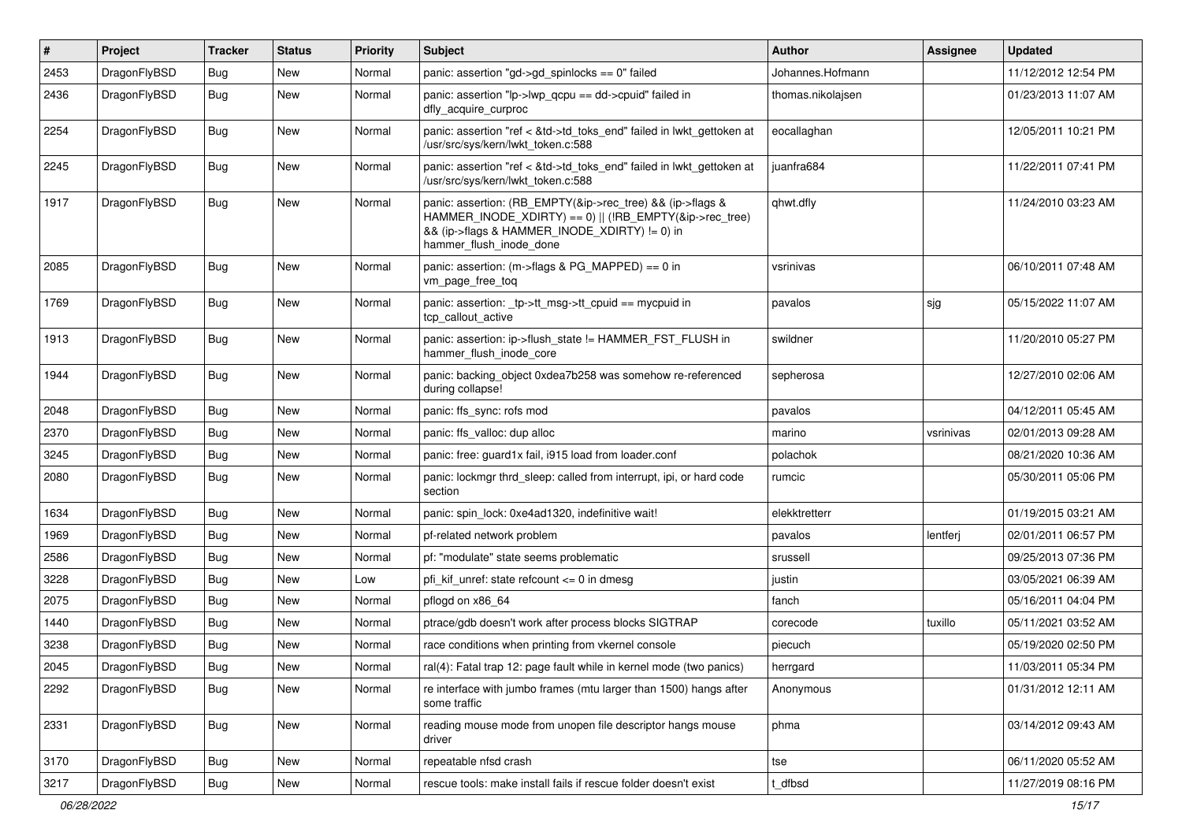| # | Project | Tracker | Status | Priority | Subject | Author | Assignee | Updated |
|---|---|---|---|---|---|---|---|---|
| 2453 | DragonFlyBSD | Bug | New | Normal | panic: assertion "gd->gd_spinlocks == 0" failed | Johannes.Hofmann | | 11/12/2012 12:54 PM |
| 2436 | DragonFlyBSD | Bug | New | Normal | panic: assertion "lp->lwp_qcpu == dd->cpuid" failed in dfly_acquire_curproc | thomas.nikolajsen | | 01/23/2013 11:07 AM |
| 2254 | DragonFlyBSD | Bug | New | Normal | panic: assertion "ref < &td->td_toks_end" failed in lwkt_gettoken at /usr/src/sys/kern/lwkt_token.c:588 | eocallaghan | | 12/05/2011 10:21 PM |
| 2245 | DragonFlyBSD | Bug | New | Normal | panic: assertion "ref < &td->td_toks_end" failed in lwkt_gettoken at /usr/src/sys/kern/lwkt_token.c:588 | juanfra684 | | 11/22/2011 07:41 PM |
| 1917 | DragonFlyBSD | Bug | New | Normal | panic: assertion: (RB_EMPTY(&ip->rec_tree) && (ip->flags & HAMMER_INODE_XDIRTY) == 0) \|\| (!RB_EMPTY(&ip->rec_tree) && (ip->flags & HAMMER_INODE_XDIRTY) != 0) in hammer_flush_inode_done | qhwt.dfly | | 11/24/2010 03:23 AM |
| 2085 | DragonFlyBSD | Bug | New | Normal | panic: assertion: (m->flags & PG_MAPPED) == 0 in vm_page_free_toq | vsrinivas | | 06/10/2011 07:48 AM |
| 1769 | DragonFlyBSD | Bug | New | Normal | panic: assertion: _tp->tt_msg->tt_cpuid == mycpuid in tcp_callout_active | pavalos | sjg | 05/15/2022 11:07 AM |
| 1913 | DragonFlyBSD | Bug | New | Normal | panic: assertion: ip->flush_state != HAMMER_FST_FLUSH in hammer_flush_inode_core | swildner | | 11/20/2010 05:27 PM |
| 1944 | DragonFlyBSD | Bug | New | Normal | panic: backing_object 0xdea7b258 was somehow re-referenced during collapse! | sepherosa | | 12/27/2010 02:06 AM |
| 2048 | DragonFlyBSD | Bug | New | Normal | panic: ffs_sync: rofs mod | pavalos | | 04/12/2011 05:45 AM |
| 2370 | DragonFlyBSD | Bug | New | Normal | panic: ffs_valloc: dup alloc | marino | vsrinivas | 02/01/2013 09:28 AM |
| 3245 | DragonFlyBSD | Bug | New | Normal | panic: free: guard1x fail, i915 load from loader.conf | polachok | | 08/21/2020 10:36 AM |
| 2080 | DragonFlyBSD | Bug | New | Normal | panic: lockmgr thrd_sleep: called from interrupt, ipi, or hard code section | rumcic | | 05/30/2011 05:06 PM |
| 1634 | DragonFlyBSD | Bug | New | Normal | panic: spin_lock: 0xe4ad1320, indefinitive wait! | elekktretterr | | 01/19/2015 03:21 AM |
| 1969 | DragonFlyBSD | Bug | New | Normal | pf-related network problem | pavalos | lentferj | 02/01/2011 06:57 PM |
| 2586 | DragonFlyBSD | Bug | New | Normal | pf: "modulate" state seems problematic | srussell | | 09/25/2013 07:36 PM |
| 3228 | DragonFlyBSD | Bug | New | Low | pfi_kif_unref: state refcount <= 0 in dmesg | justin | | 03/05/2021 06:39 AM |
| 2075 | DragonFlyBSD | Bug | New | Normal | pflogd on x86_64 | fanch | | 05/16/2011 04:04 PM |
| 1440 | DragonFlyBSD | Bug | New | Normal | ptrace/gdb doesn't work after process blocks SIGTRAP | corecode | tuxillo | 05/11/2021 03:52 AM |
| 3238 | DragonFlyBSD | Bug | New | Normal | race conditions when printing from vkernel console | piecuch | | 05/19/2020 02:50 PM |
| 2045 | DragonFlyBSD | Bug | New | Normal | ral(4): Fatal trap 12: page fault while in kernel mode (two panics) | herrgard | | 11/03/2011 05:34 PM |
| 2292 | DragonFlyBSD | Bug | New | Normal | re interface with jumbo frames (mtu larger than 1500) hangs after some traffic | Anonymous | | 01/31/2012 12:11 AM |
| 2331 | DragonFlyBSD | Bug | New | Normal | reading mouse mode from unopen file descriptor hangs mouse driver | phma | | 03/14/2012 09:43 AM |
| 3170 | DragonFlyBSD | Bug | New | Normal | repeatable nfsd crash | tse | | 06/11/2020 05:52 AM |
| 3217 | DragonFlyBSD | Bug | New | Normal | rescue tools: make install fails if rescue folder doesn't exist | t_dfbsd | | 11/27/2019 08:16 PM |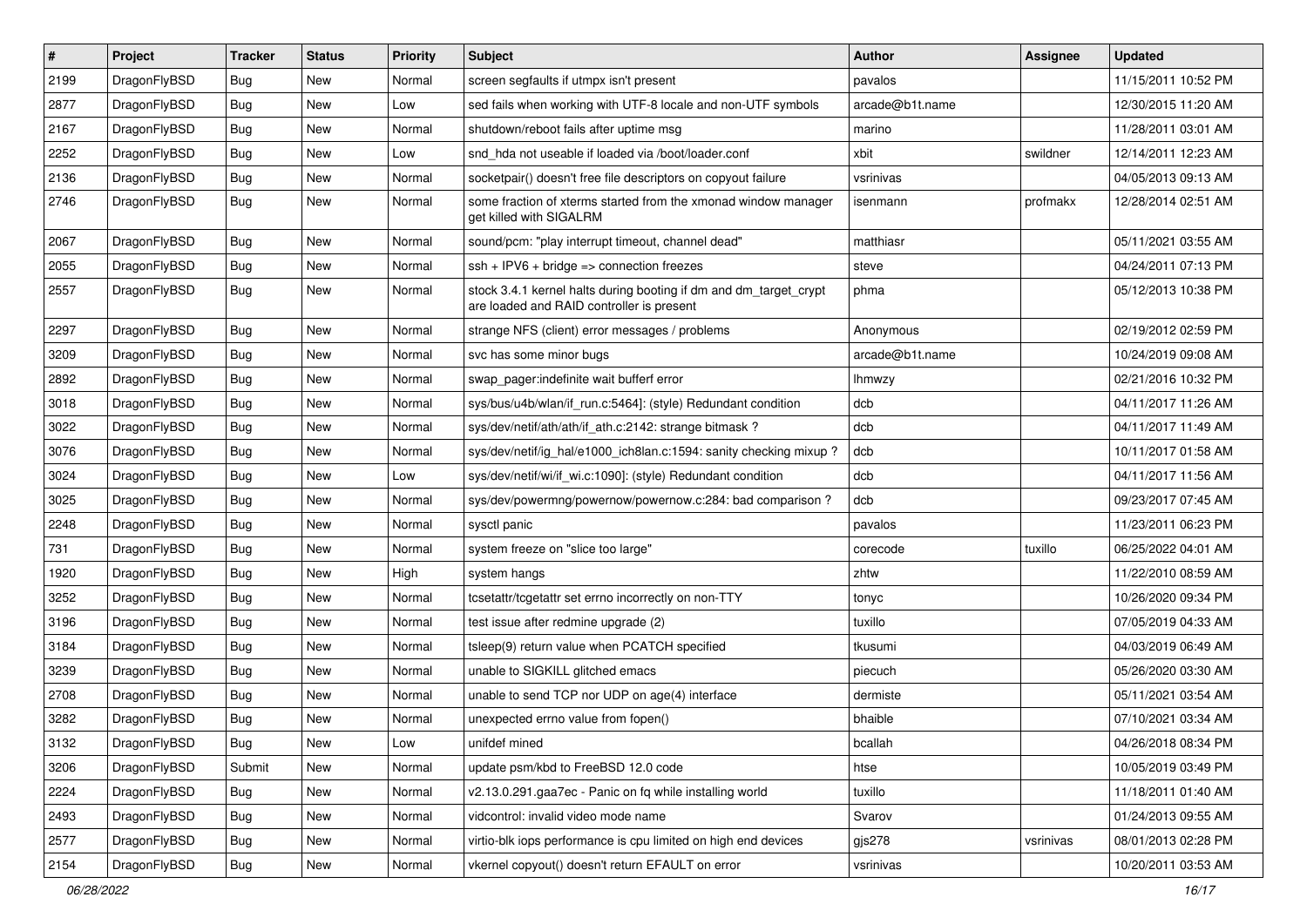| # | Project | Tracker | Status | Priority | Subject | Author | Assignee | Updated |
|---|---|---|---|---|---|---|---|---|
| 2199 | DragonFlyBSD | Bug | New | Normal | screen segfaults if utmpx isn't present | pavalos | | 11/15/2011 10:52 PM |
| 2877 | DragonFlyBSD | Bug | New | Low | sed fails when working with UTF-8 locale and non-UTF symbols | arcade@b1t.name | | 12/30/2015 11:20 AM |
| 2167 | DragonFlyBSD | Bug | New | Normal | shutdown/reboot fails after uptime msg | marino | | 11/28/2011 03:01 AM |
| 2252 | DragonFlyBSD | Bug | New | Low | snd_hda not useable if loaded via /boot/loader.conf | xbit | swildner | 12/14/2011 12:23 AM |
| 2136 | DragonFlyBSD | Bug | New | Normal | socketpair() doesn't free file descriptors on copyout failure | vsrinivas | | 04/05/2013 09:13 AM |
| 2746 | DragonFlyBSD | Bug | New | Normal | some fraction of xterms started from the xmonad window manager get killed with SIGALRM | isenmann | profmakx | 12/28/2014 02:51 AM |
| 2067 | DragonFlyBSD | Bug | New | Normal | sound/pcm: "play interrupt timeout, channel dead" | matthiasr | | 05/11/2021 03:55 AM |
| 2055 | DragonFlyBSD | Bug | New | Normal | ssh + IPV6 + bridge => connection freezes | steve | | 04/24/2011 07:13 PM |
| 2557 | DragonFlyBSD | Bug | New | Normal | stock 3.4.1 kernel halts during booting if dm and dm_target_crypt are loaded and RAID controller is present | phma | | 05/12/2013 10:38 PM |
| 2297 | DragonFlyBSD | Bug | New | Normal | strange NFS (client) error messages / problems | Anonymous | | 02/19/2012 02:59 PM |
| 3209 | DragonFlyBSD | Bug | New | Normal | svc has some minor bugs | arcade@b1t.name | | 10/24/2019 09:08 AM |
| 2892 | DragonFlyBSD | Bug | New | Normal | swap_pager:indefinite wait bufferf error | lhmwzy | | 02/21/2016 10:32 PM |
| 3018 | DragonFlyBSD | Bug | New | Normal | sys/bus/u4b/wlan/if_run.c:5464]: (style) Redundant condition | dcb | | 04/11/2017 11:26 AM |
| 3022 | DragonFlyBSD | Bug | New | Normal | sys/dev/netif/ath/ath/if_ath.c:2142: strange bitmask ? | dcb | | 04/11/2017 11:49 AM |
| 3076 | DragonFlyBSD | Bug | New | Normal | sys/dev/netif/ig_hal/e1000_ich8lan.c:1594: sanity checking mixup ? | dcb | | 10/11/2017 01:58 AM |
| 3024 | DragonFlyBSD | Bug | New | Low | sys/dev/netif/wi/if_wi.c:1090]: (style) Redundant condition | dcb | | 04/11/2017 11:56 AM |
| 3025 | DragonFlyBSD | Bug | New | Normal | sys/dev/powermng/powernow/powernow.c:284: bad comparison ? | dcb | | 09/23/2017 07:45 AM |
| 2248 | DragonFlyBSD | Bug | New | Normal | sysctl panic | pavalos | | 11/23/2011 06:23 PM |
| 731 | DragonFlyBSD | Bug | New | Normal | system freeze on "slice too large" | corecode | tuxillo | 06/25/2022 04:01 AM |
| 1920 | DragonFlyBSD | Bug | New | High | system hangs | zhtw | | 11/22/2010 08:59 AM |
| 3252 | DragonFlyBSD | Bug | New | Normal | tcsetattr/tcgetattr set errno incorrectly on non-TTY | tonyc | | 10/26/2020 09:34 PM |
| 3196 | DragonFlyBSD | Bug | New | Normal | test issue after redmine upgrade (2) | tuxillo | | 07/05/2019 04:33 AM |
| 3184 | DragonFlyBSD | Bug | New | Normal | tsleep(9) return value when PCATCH specified | tkusumi | | 04/03/2019 06:49 AM |
| 3239 | DragonFlyBSD | Bug | New | Normal | unable to SIGKILL glitched emacs | piecuch | | 05/26/2020 03:30 AM |
| 2708 | DragonFlyBSD | Bug | New | Normal | unable to send TCP nor UDP on age(4) interface | dermiste | | 05/11/2021 03:54 AM |
| 3282 | DragonFlyBSD | Bug | New | Normal | unexpected errno value from fopen() | bhaible | | 07/10/2021 03:34 AM |
| 3132 | DragonFlyBSD | Bug | New | Low | unifdef mined | bcallah | | 04/26/2018 08:34 PM |
| 3206 | DragonFlyBSD | Submit | New | Normal | update psm/kbd to FreeBSD 12.0 code | htse | | 10/05/2019 03:49 PM |
| 2224 | DragonFlyBSD | Bug | New | Normal | v2.13.0.291.gaa7ec - Panic on fq while installing world | tuxillo | | 11/18/2011 01:40 AM |
| 2493 | DragonFlyBSD | Bug | New | Normal | vidcontrol: invalid video mode name | Svarov | | 01/24/2013 09:55 AM |
| 2577 | DragonFlyBSD | Bug | New | Normal | virtio-blk iops performance is cpu limited on high end devices | gjs278 | vsrinivas | 08/01/2013 02:28 PM |
| 2154 | DragonFlyBSD | Bug | New | Normal | vkernel copyout() doesn't return EFAULT on error | vsrinivas | | 10/20/2011 03:53 AM |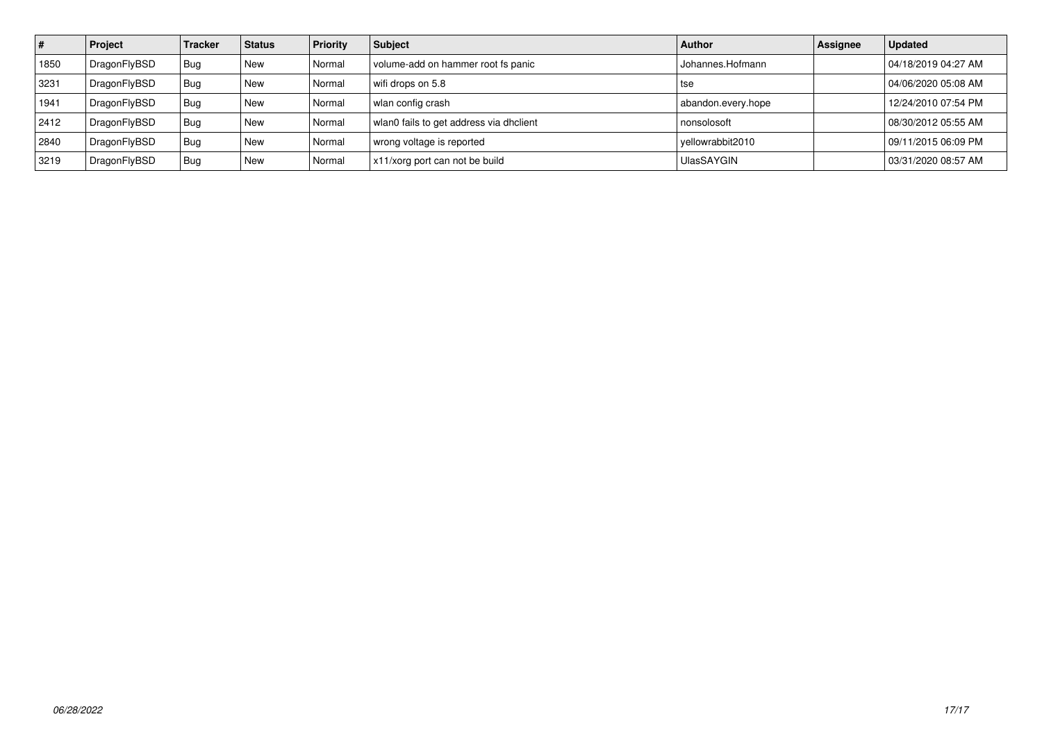| # | Project | Tracker | Status | Priority | Subject | Author | Assignee | Updated |
|---|---|---|---|---|---|---|---|---|
| 1850 | DragonFlyBSD | Bug | New | Normal | volume-add on hammer root fs panic | Johannes.Hofmann | | 04/18/2019 04:27 AM |
| 3231 | DragonFlyBSD | Bug | New | Normal | wifi drops on 5.8 | tse | | 04/06/2020 05:08 AM |
| 1941 | DragonFlyBSD | Bug | New | Normal | wlan config crash | abandon.every.hope | | 12/24/2010 07:54 PM |
| 2412 | DragonFlyBSD | Bug | New | Normal | wlan0 fails to get address via dhclient | nonsolosoft | | 08/30/2012 05:55 AM |
| 2840 | DragonFlyBSD | Bug | New | Normal | wrong voltage is reported | yellowrabbit2010 | | 09/11/2015 06:09 PM |
| 3219 | DragonFlyBSD | Bug | New | Normal | x11/xorg port can not be build | UlasSAYGIN | | 03/31/2020 08:57 AM |